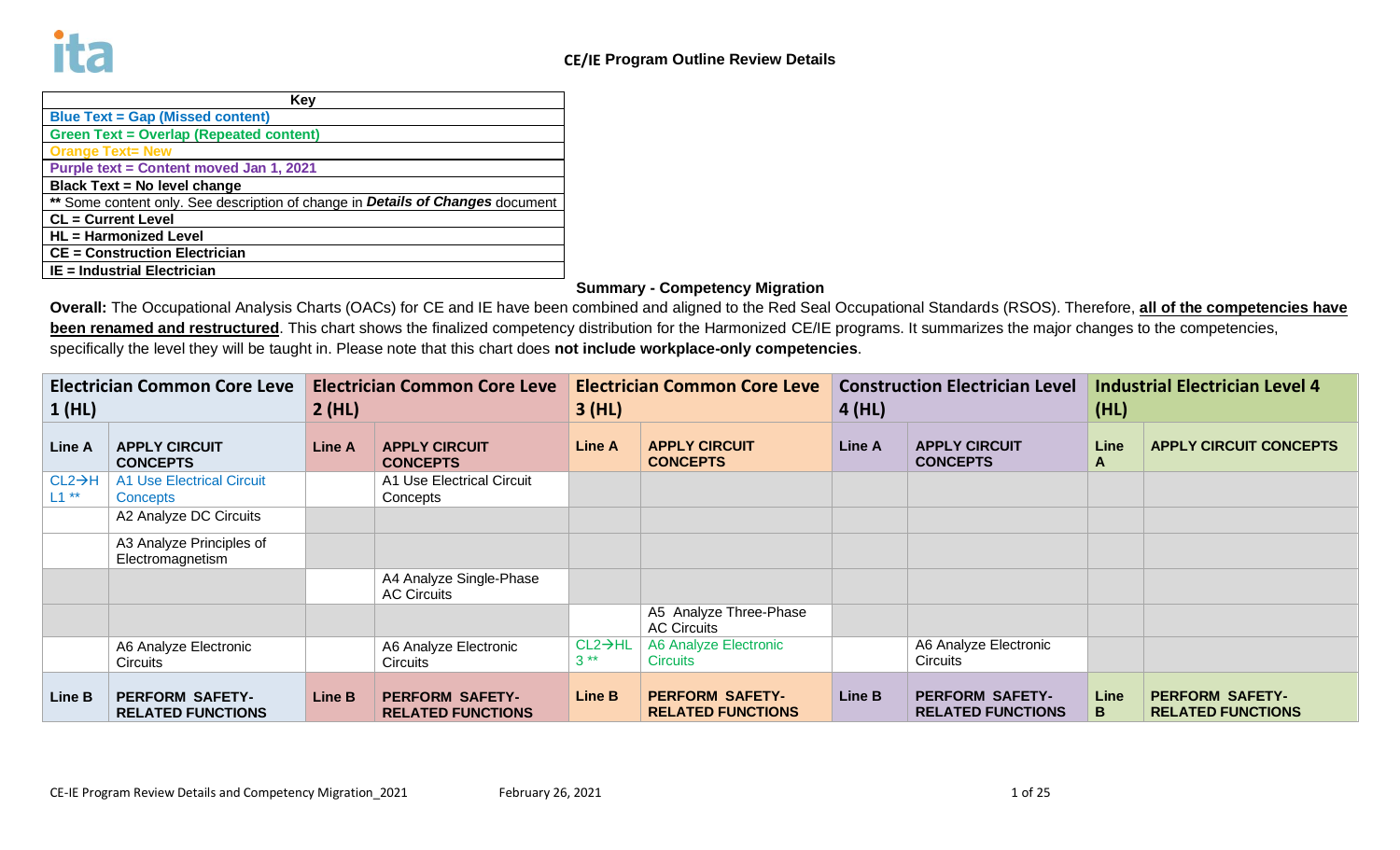# CE/IE Program Outline Review Details

| Key |
|---|
| Blue Text = Gap (Missed content) |
| Green Text = Overlap (Repeated content) |
| Orange Text= New |
| Purple text = Content moved Jan 1, 2021 |
| Black Text = No level change |
| ** Some content only. See description of change in ***Details of Changes*** document |
| **CL = Current Level** |
| **HL = Harmonized Level** |
| **CE = Construction Electrician** |
| **IE = Industrial Electrician** |

## Summary - Competency Migration

**Overall:** The Occupational Analysis Charts (OACs) for CE and IE have been combined and aligned to the Red Seal Occupational Standards (RSOS). Therefore, **all of the competencies have been renamed and restructured**. This chart shows the finalized competency distribution for the Harmonized CE/IE programs. It summarizes the major changes to the competencies, specifically the level they will be taught in. Please note that this chart does **not include workplace-only competencies**.

| Electrician Common Core Level 1 (HL) | | Electrician Common Core Level 2 (HL) | | Electrician Common Core Level 3 (HL) | | Construction Electrician Level 4 (HL) | | Industrial Electrician Level 4 (HL) | |
|---|---|---|---|---|---|---|---|---|---|
| **Line A** | **APPLY CIRCUIT CONCEPTS** | **Line A** | **APPLY CIRCUIT CONCEPTS** | **Line A** | **APPLY CIRCUIT CONCEPTS** | **Line A** | **APPLY CIRCUIT CONCEPTS** | **Line A** | **APPLY CIRCUIT CONCEPTS** |
| CL2→HL1 ** | A1 Use Electrical Circuit Concepts | | A1 Use Electrical Circuit Concepts | | | | | | |
| | A2 Analyze DC Circuits | | | | | | | | |
| | A3 Analyze Principles of Electromagnetism | | | | | | | | |
| | | | A4 Analyze Single-Phase AC Circuits | | | | | | |
| | | | | | A5 Analyze Three-Phase AC Circuits | | | | |
| | A6 Analyze Electronic Circuits | | A6 Analyze Electronic Circuits | CL2→HL3 ** | A6 Analyze Electronic Circuits | | A6 Analyze Electronic Circuits | | |
| **Line B** | **PERFORM SAFETY-RELATED FUNCTIONS** | **Line B** | **PERFORM SAFETY-RELATED FUNCTIONS** | **Line B** | **PERFORM SAFETY-RELATED FUNCTIONS** | **Line B** | **PERFORM SAFETY-RELATED FUNCTIONS** | **Line B** | **PERFORM SAFETY-RELATED FUNCTIONS** |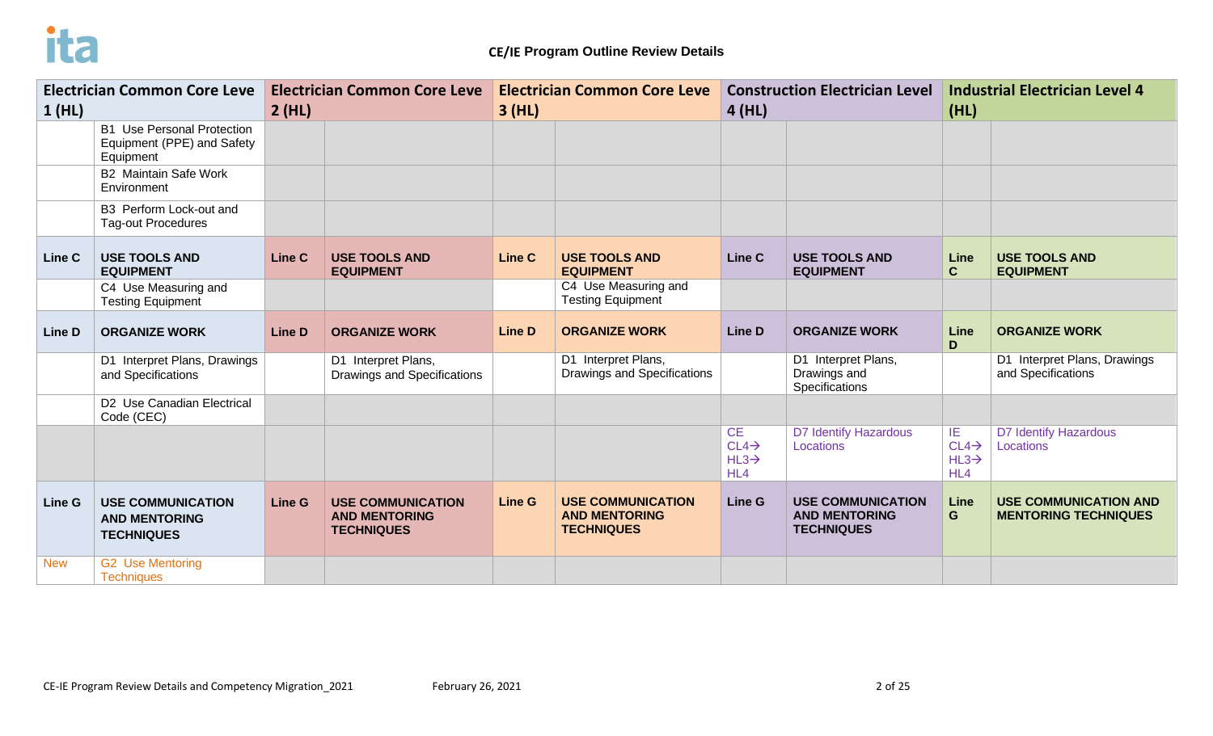## CE/IE Program Outline Review Details

| Electrician Common Core Leve 1 (HL) | | Electrician Common Core Leve 2 (HL) | | Electrician Common Core Leve 3 (HL) | | Construction Electrician Level 4 (HL) | | Industrial Electrician Level 4 (HL) | |
|---|---|---|---|---|---|---|---|---|---|
| | B1 Use Personal Protection Equipment (PPE) and Safety Equipment | | | | | | | | |
| | B2 Maintain Safe Work Environment | | | | | | | | |
| | B3 Perform Lock-out and Tag-out Procedures | | | | | | | | |
| **Line C** | **USE TOOLS AND EQUIPMENT** | **Line C** | **USE TOOLS AND EQUIPMENT** | **Line C** | **USE TOOLS AND EQUIPMENT** | **Line C** | **USE TOOLS AND EQUIPMENT** | **Line C** | **USE TOOLS AND EQUIPMENT** |
| | C4 Use Measuring and Testing Equipment | | | | C4 Use Measuring and Testing Equipment | | | | |
| **Line D** | **ORGANIZE WORK** | **Line D** | **ORGANIZE WORK** | **Line D** | **ORGANIZE WORK** | **Line D** | **ORGANIZE WORK** | **Line D** | **ORGANIZE WORK** |
| | D1 Interpret Plans, Drawings and Specifications | | D1 Interpret Plans, Drawings and Specifications | | D1 Interpret Plans, Drawings and Specifications | | D1 Interpret Plans, Drawings and Specifications | | D1 Interpret Plans, Drawings and Specifications |
| | D2 Use Canadian Electrical Code (CEC) | | | | | | | | |
| | | | | | | CE CL4→ HL3→ HL4 | D7 Identify Hazardous Locations | IE CL4→ HL3→ HL4 | D7 Identify Hazardous Locations |
| **Line G** | **USE COMMUNICATION AND MENTORING TECHNIQUES** | **Line G** | **USE COMMUNICATION AND MENTORING TECHNIQUES** | **Line G** | **USE COMMUNICATION AND MENTORING TECHNIQUES** | **Line G** | **USE COMMUNICATION AND MENTORING TECHNIQUES** | **Line G** | **USE COMMUNICATION AND MENTORING TECHNIQUES** |
| New | G2 Use Mentoring Techniques | | | | | | | | |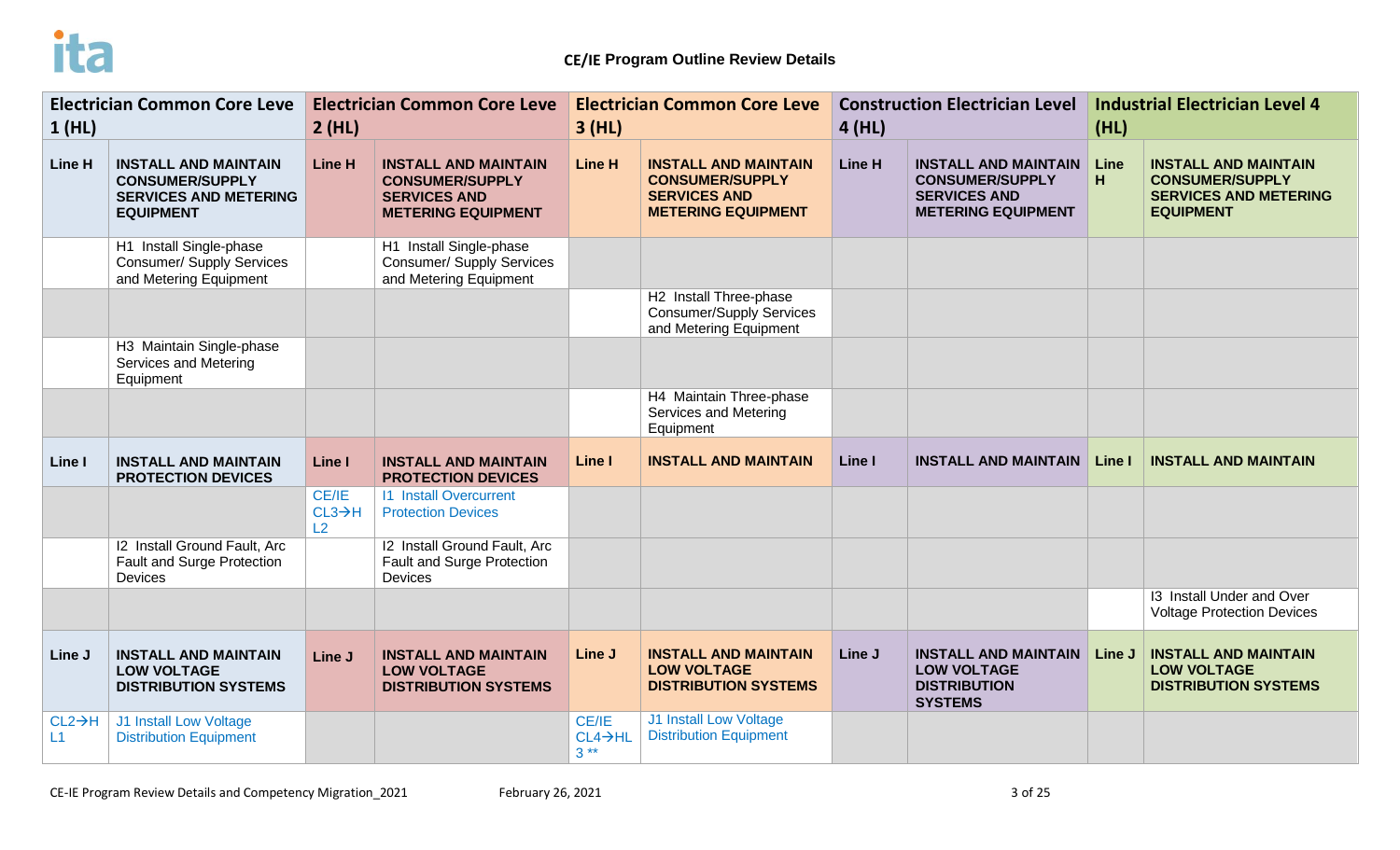# CE/IE Program Outline Review Details

| Electrician Common Core Leve 1 (HL) | | Electrician Common Core Leve 2 (HL) | | Electrician Common Core Leve 3 (HL) | | Construction Electrician Level 4 (HL) | | Industrial Electrician Level 4 (HL) | |
|---|---|---|---|---|---|---|---|---|---|
| **Line H** | **INSTALL AND MAINTAIN CONSUMER/SUPPLY SERVICES AND METERING EQUIPMENT** | **Line H** | **INSTALL AND MAINTAIN CONSUMER/SUPPLY SERVICES AND METERING EQUIPMENT** | **Line H** | **INSTALL AND MAINTAIN CONSUMER/SUPPLY SERVICES AND METERING EQUIPMENT** | **Line H** | **INSTALL AND MAINTAIN CONSUMER/SUPPLY SERVICES AND METERING EQUIPMENT** | **Line H** | **INSTALL AND MAINTAIN CONSUMER/SUPPLY SERVICES AND METERING EQUIPMENT** |
| | H1 Install Single-phase Consumer/ Supply Services and Metering Equipment | | H1 Install Single-phase Consumer/ Supply Services and Metering Equipment | | | | | | |
| | | | | | H2 Install Three-phase Consumer/Supply Services and Metering Equipment | | | | |
| | H3 Maintain Single-phase Services and Metering Equipment | | | | | | | | |
| | | | | | H4 Maintain Three-phase Services and Metering Equipment | | | | |
| **Line I** | **INSTALL AND MAINTAIN PROTECTION DEVICES** | **Line I** | **INSTALL AND MAINTAIN PROTECTION DEVICES** | **Line I** | **INSTALL AND MAINTAIN** | **Line I** | **INSTALL AND MAINTAIN** | **Line I** | **INSTALL AND MAINTAIN** |
| | | CE/IE CL3→HL2 | I1 Install Overcurrent Protection Devices | | | | | | |
| | I2 Install Ground Fault, Arc Fault and Surge Protection Devices | | I2 Install Ground Fault, Arc Fault and Surge Protection Devices | | | | | | |
| | | | | | | | | | I3 Install Under and Over Voltage Protection Devices |
| **Line J** | **INSTALL AND MAINTAIN LOW VOLTAGE DISTRIBUTION SYSTEMS** | **Line J** | **INSTALL AND MAINTAIN LOW VOLTAGE DISTRIBUTION SYSTEMS** | **Line J** | **INSTALL AND MAINTAIN LOW VOLTAGE DISTRIBUTION SYSTEMS** | **Line J** | **INSTALL AND MAINTAIN LOW VOLTAGE DISTRIBUTION SYSTEMS** | **Line J** | **INSTALL AND MAINTAIN LOW VOLTAGE DISTRIBUTION SYSTEMS** |
| CL2→HL1 | J1 Install Low Voltage Distribution Equipment | | | CE/IE CL4→HL3 ** | J1 Install Low Voltage Distribution Equipment | | | | |

CE-IE Program Review Details and Competency Migration_2021 February 26, 2021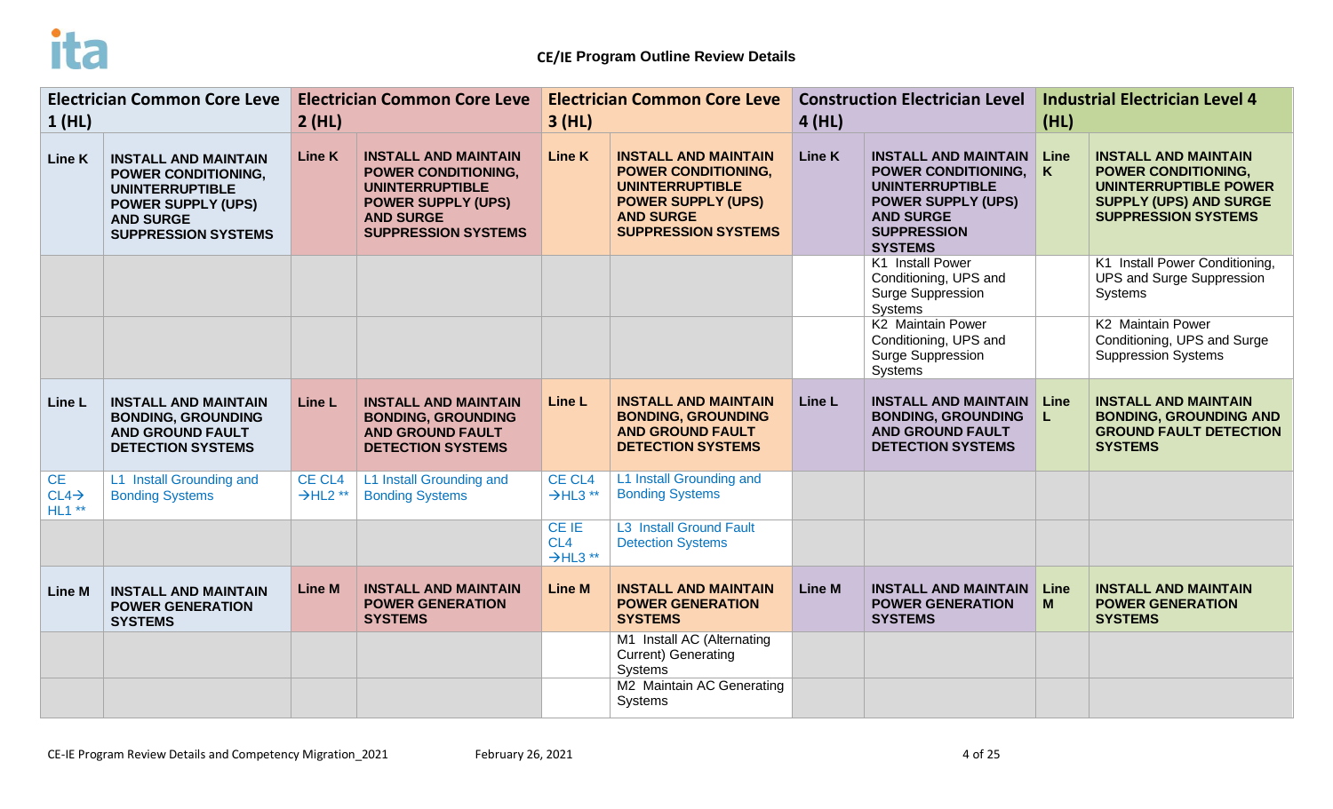## CE/IE Program Outline Review Details

| Electrician Common Core Leve 1 (HL) | | Electrician Common Core Leve 2 (HL) | | Electrician Common Core Leve 3 (HL) | | Construction Electrician Level 4 (HL) | | Industrial Electrician Level 4 (HL) | |
|---|---|---|---|---|---|---|---|---|---|
| **Line K** | **INSTALL AND MAINTAIN POWER CONDITIONING, UNINTERRUPTIBLE POWER SUPPLY (UPS) AND SURGE SUPPRESSION SYSTEMS** | **Line K** | **INSTALL AND MAINTAIN POWER CONDITIONING, UNINTERRUPTIBLE POWER SUPPLY (UPS) AND SURGE SUPPRESSION SYSTEMS** | **Line K** | **INSTALL AND MAINTAIN POWER CONDITIONING, UNINTERRUPTIBLE POWER SUPPLY (UPS) AND SURGE SUPPRESSION SYSTEMS** | **Line K** | **INSTALL AND MAINTAIN POWER CONDITIONING, UNINTERRUPTIBLE POWER SUPPLY (UPS) AND SURGE SUPPRESSION SYSTEMS** | **Line K** | **INSTALL AND MAINTAIN POWER CONDITIONING, UNINTERRUPTIBLE POWER SUPPLY (UPS) AND SURGE SUPPRESSION SYSTEMS** |
| | | | | | | | K1 Install Power Conditioning, UPS and Surge Suppression Systems | | K1 Install Power Conditioning, UPS and Surge Suppression Systems |
| | | | | | | | K2 Maintain Power Conditioning, UPS and Surge Suppression Systems | | K2 Maintain Power Conditioning, UPS and Surge Suppression Systems |
| **Line L** | **INSTALL AND MAINTAIN BONDING, GROUNDING AND GROUND FAULT DETECTION SYSTEMS** | **Line L** | **INSTALL AND MAINTAIN BONDING, GROUNDING AND GROUND FAULT DETECTION SYSTEMS** | **Line L** | **INSTALL AND MAINTAIN BONDING, GROUNDING AND GROUND FAULT DETECTION SYSTEMS** | **Line L** | **INSTALL AND MAINTAIN BONDING, GROUNDING AND GROUND FAULT DETECTION SYSTEMS** | **Line L** | **INSTALL AND MAINTAIN BONDING, GROUNDING AND GROUND FAULT DETECTION SYSTEMS** |
| CE CL4→ HL1 ** | L1 Install Grounding and Bonding Systems | CE CL4 →HL2 ** | L1 Install Grounding and Bonding Systems | CE CL4 →HL3 ** | L1 Install Grounding and Bonding Systems | | | | |
| | | | | CE IE CL4 →HL3 ** | L3 Install Ground Fault Detection Systems | | | | |
| **Line M** | **INSTALL AND MAINTAIN POWER GENERATION SYSTEMS** | **Line M** | **INSTALL AND MAINTAIN POWER GENERATION SYSTEMS** | **Line M** | **INSTALL AND MAINTAIN POWER GENERATION SYSTEMS** | **Line M** | **INSTALL AND MAINTAIN POWER GENERATION SYSTEMS** | **Line M** | **INSTALL AND MAINTAIN POWER GENERATION SYSTEMS** |
| | | | | | M1 Install AC (Alternating Current) Generating Systems | | | | |
| | | | | | M2 Maintain AC Generating Systems | | | | |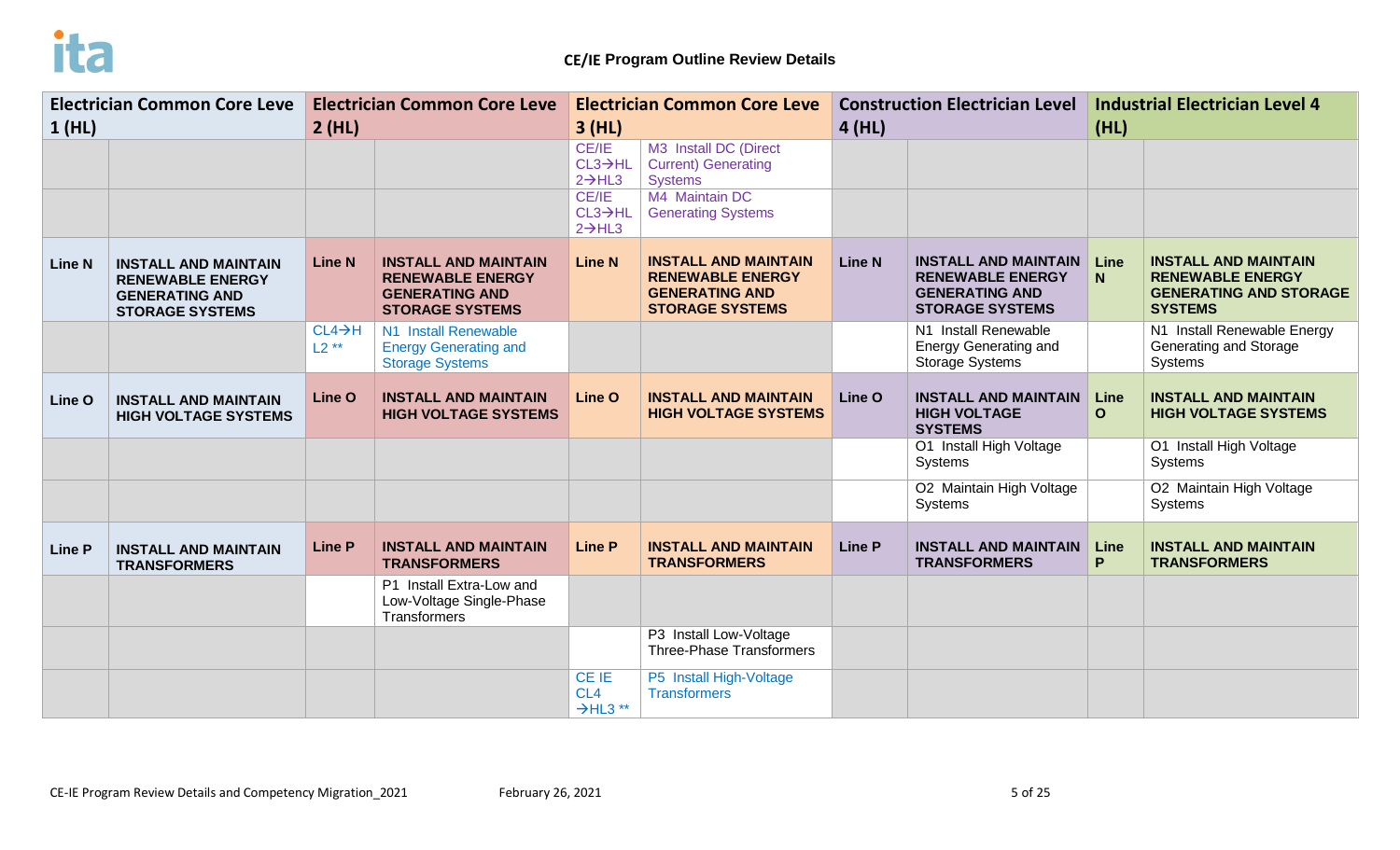# CE/IE Program Outline Review Details

| Electrician Common Core Level 1 (HL) | | Electrician Common Core Level 2 (HL) | | Electrician Common Core Level 3 (HL) | | Construction Electrician Level 4 (HL) | | Industrial Electrician Level 4 (HL) | |
|---|---|---|---|---|---|---|---|---|---|
| | | | | CE/IE CL3→HL 2→HL3 | M3 Install DC (Direct Current) Generating Systems | | | | |
| | | | | CE/IE CL3→HL 2→HL3 | M4 Maintain DC Generating Systems | | | | |
| **Line N** | **INSTALL AND MAINTAIN RENEWABLE ENERGY GENERATING AND STORAGE SYSTEMS** | **Line N** | **INSTALL AND MAINTAIN RENEWABLE ENERGY GENERATING AND STORAGE SYSTEMS** | **Line N** | **INSTALL AND MAINTAIN RENEWABLE ENERGY GENERATING AND STORAGE SYSTEMS** | **Line N** | **INSTALL AND MAINTAIN RENEWABLE ENERGY GENERATING AND STORAGE SYSTEMS** | **Line N** | **INSTALL AND MAINTAIN RENEWABLE ENERGY GENERATING AND STORAGE SYSTEMS** |
| | | CL4→HL2 ** | N1 Install Renewable Energy Generating and Storage Systems | | | | N1 Install Renewable Energy Generating and Storage Systems | | N1 Install Renewable Energy Generating and Storage Systems |
| **Line O** | **INSTALL AND MAINTAIN HIGH VOLTAGE SYSTEMS** | **Line O** | **INSTALL AND MAINTAIN HIGH VOLTAGE SYSTEMS** | **Line O** | **INSTALL AND MAINTAIN HIGH VOLTAGE SYSTEMS** | **Line O** | **INSTALL AND MAINTAIN HIGH VOLTAGE SYSTEMS** | **Line O** | **INSTALL AND MAINTAIN HIGH VOLTAGE SYSTEMS** |
| | | | | | | | O1 Install High Voltage Systems | | O1 Install High Voltage Systems |
| | | | | | | | O2 Maintain High Voltage Systems | | O2 Maintain High Voltage Systems |
| **Line P** | **INSTALL AND MAINTAIN TRANSFORMERS** | **Line P** | **INSTALL AND MAINTAIN TRANSFORMERS** | **Line P** | **INSTALL AND MAINTAIN TRANSFORMERS** | **Line P** | **INSTALL AND MAINTAIN TRANSFORMERS** | **Line P** | **INSTALL AND MAINTAIN TRANSFORMERS** |
| | | | P1 Install Extra-Low and Low-Voltage Single-Phase Transformers | | | | | | |
| | | | | | P3 Install Low-Voltage Three-Phase Transformers | | | | |
| | | | | CE IE CL4 →HL3 ** | P5 Install High-Voltage Transformers | | | | |

CE-IE Program Review Details and Competency Migration_2021 February 26, 2021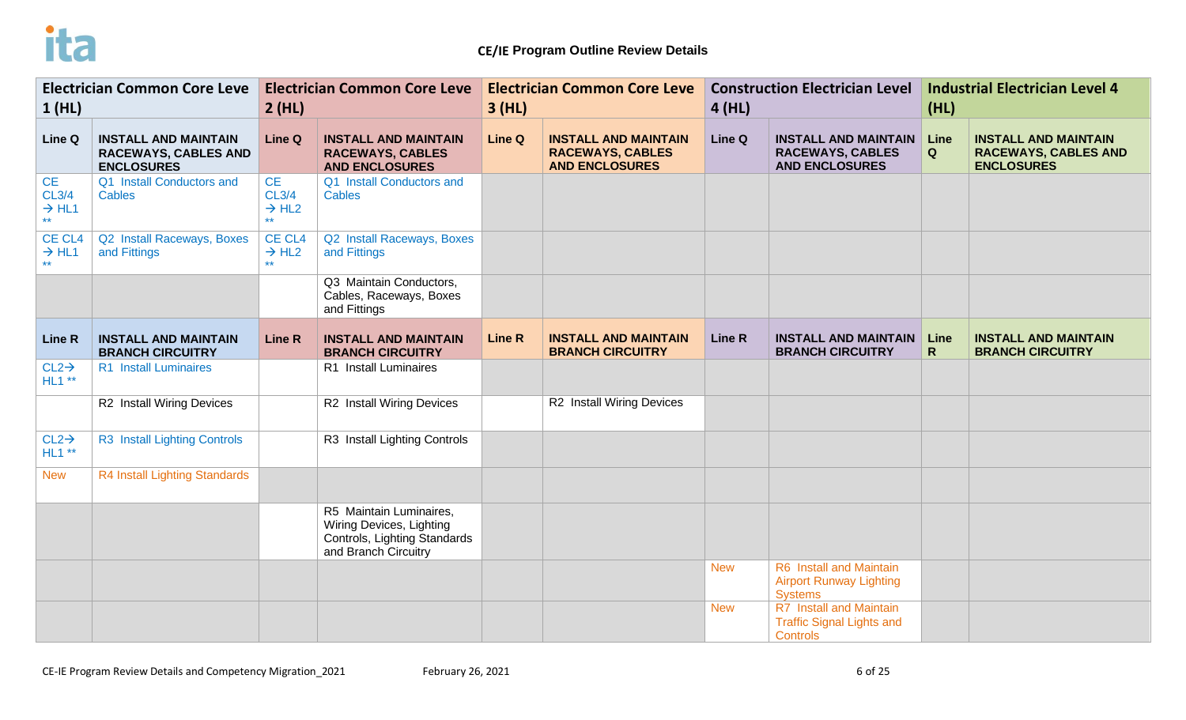# CE/IE Program Outline Review Details

| Electrician Common Core Leve 1 (HL) | | Electrician Common Core Leve 2 (HL) | | Electrician Common Core Leve 3 (HL) | | Construction Electrician Level 4 (HL) | | Industrial Electrician Level 4 (HL) | |
|---|---|---|---|---|---|---|---|---|---|
| **Line Q** | **INSTALL AND MAINTAIN RACEWAYS, CABLES AND ENCLOSURES** | **Line Q** | **INSTALL AND MAINTAIN RACEWAYS, CABLES AND ENCLOSURES** | **Line Q** | **INSTALL AND MAINTAIN RACEWAYS, CABLES AND ENCLOSURES** | **Line Q** | **INSTALL AND MAINTAIN RACEWAYS, CABLES AND ENCLOSURES** | **Line Q** | **INSTALL AND MAINTAIN RACEWAYS, CABLES AND ENCLOSURES** |
| CE CL3/4 → HL1 ** | Q1 Install Conductors and Cables | CE CL3/4 → HL2 ** | Q1 Install Conductors and Cables | | | | | | |
| CE CL4 → HL1 ** | Q2 Install Raceways, Boxes and Fittings | CE CL4 → HL2 ** | Q2 Install Raceways, Boxes and Fittings | | | | | | |
| | | | Q3 Maintain Conductors, Cables, Raceways, Boxes and Fittings | | | | | | |
| **Line R** | **INSTALL AND MAINTAIN BRANCH CIRCUITRY** | **Line R** | **INSTALL AND MAINTAIN BRANCH CIRCUITRY** | **Line R** | **INSTALL AND MAINTAIN BRANCH CIRCUITRY** | **Line R** | **INSTALL AND MAINTAIN BRANCH CIRCUITRY** | **Line R** | **INSTALL AND MAINTAIN BRANCH CIRCUITRY** |
| CL2→ HL1 ** | R1 Install Luminaires | | R1 Install Luminaires | | | | | | |
| | R2 Install Wiring Devices | | R2 Install Wiring Devices | | R2 Install Wiring Devices | | | | |
| CL2→ HL1 ** | R3 Install Lighting Controls | | R3 Install Lighting Controls | | | | | | |
| New | R4 Install Lighting Standards | | | | | | | | |
| | | | R5 Maintain Luminaires, Wiring Devices, Lighting Controls, Lighting Standards and Branch Circuitry | | | | | | |
| | | | | | | New | R6 Install and Maintain Airport Runway Lighting Systems | | |
| | | | | | | New | R7 Install and Maintain Traffic Signal Lights and Controls | | |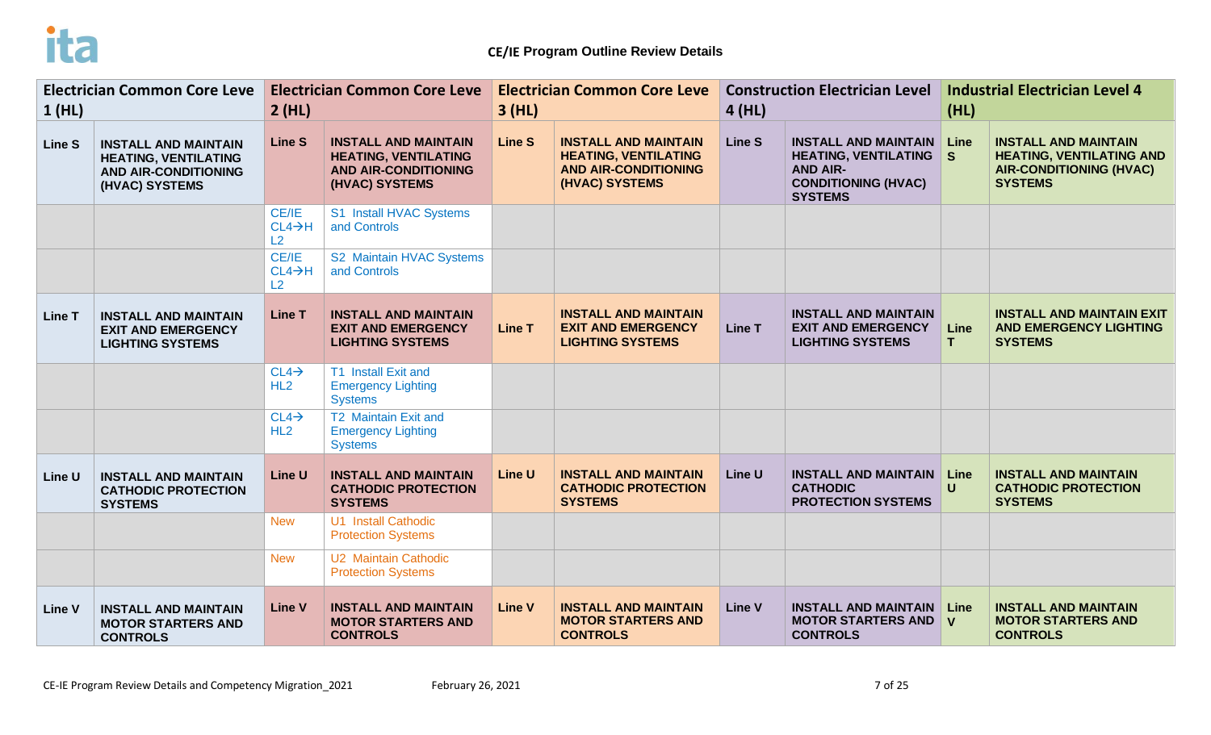## CE/IE Program Outline Review Details

| Electrician Common Core Leve 1 (HL) | | Electrician Common Core Leve 2 (HL) | | Electrician Common Core Leve 3 (HL) | | Construction Electrician Level 4 (HL) | | Industrial Electrician Level 4 (HL) | |
|---|---|---|---|---|---|---|---|---|---|
| **Line S** | **INSTALL AND MAINTAIN HEATING, VENTILATING AND AIR-CONDITIONING (HVAC) SYSTEMS** | **Line S** | **INSTALL AND MAINTAIN HEATING, VENTILATING AND AIR-CONDITIONING (HVAC) SYSTEMS** | **Line S** | **INSTALL AND MAINTAIN HEATING, VENTILATING AND AIR-CONDITIONING (HVAC) SYSTEMS** | **Line S** | **INSTALL AND MAINTAIN HEATING, VENTILATING AND AIR-CONDITIONING (HVAC) SYSTEMS** | **Line S** | **INSTALL AND MAINTAIN HEATING, VENTILATING AND AIR-CONDITIONING (HVAC) SYSTEMS** |
| | | CE/IE CL4→HL2 | S1 Install HVAC Systems and Controls | | | | | | |
| | | CE/IE CL4→HL2 | S2 Maintain HVAC Systems and Controls | | | | | | |
| **Line T** | **INSTALL AND MAINTAIN EXIT AND EMERGENCY LIGHTING SYSTEMS** | **Line T** | **INSTALL AND MAINTAIN EXIT AND EMERGENCY LIGHTING SYSTEMS** | **Line T** | **INSTALL AND MAINTAIN EXIT AND EMERGENCY LIGHTING SYSTEMS** | **Line T** | **INSTALL AND MAINTAIN EXIT AND EMERGENCY LIGHTING SYSTEMS** | **Line T** | **INSTALL AND MAINTAIN EXIT AND EMERGENCY LIGHTING SYSTEMS** |
| | | CL4→HL2 | T1 Install Exit and Emergency Lighting Systems | | | | | | |
| | | CL4→HL2 | T2 Maintain Exit and Emergency Lighting Systems | | | | | | |
| **Line U** | **INSTALL AND MAINTAIN CATHODIC PROTECTION SYSTEMS** | **Line U** | **INSTALL AND MAINTAIN CATHODIC PROTECTION SYSTEMS** | **Line U** | **INSTALL AND MAINTAIN CATHODIC PROTECTION SYSTEMS** | **Line U** | **INSTALL AND MAINTAIN CATHODIC PROTECTION SYSTEMS** | **Line U** | **INSTALL AND MAINTAIN CATHODIC PROTECTION SYSTEMS** |
| | | New | U1 Install Cathodic Protection Systems | | | | | | |
| | | New | U2 Maintain Cathodic Protection Systems | | | | | | |
| **Line V** | **INSTALL AND MAINTAIN MOTOR STARTERS AND CONTROLS** | **Line V** | **INSTALL AND MAINTAIN MOTOR STARTERS AND CONTROLS** | **Line V** | **INSTALL AND MAINTAIN MOTOR STARTERS AND CONTROLS** | **Line V** | **INSTALL AND MAINTAIN MOTOR STARTERS AND CONTROLS** | **Line V** | **INSTALL AND MAINTAIN MOTOR STARTERS AND CONTROLS** |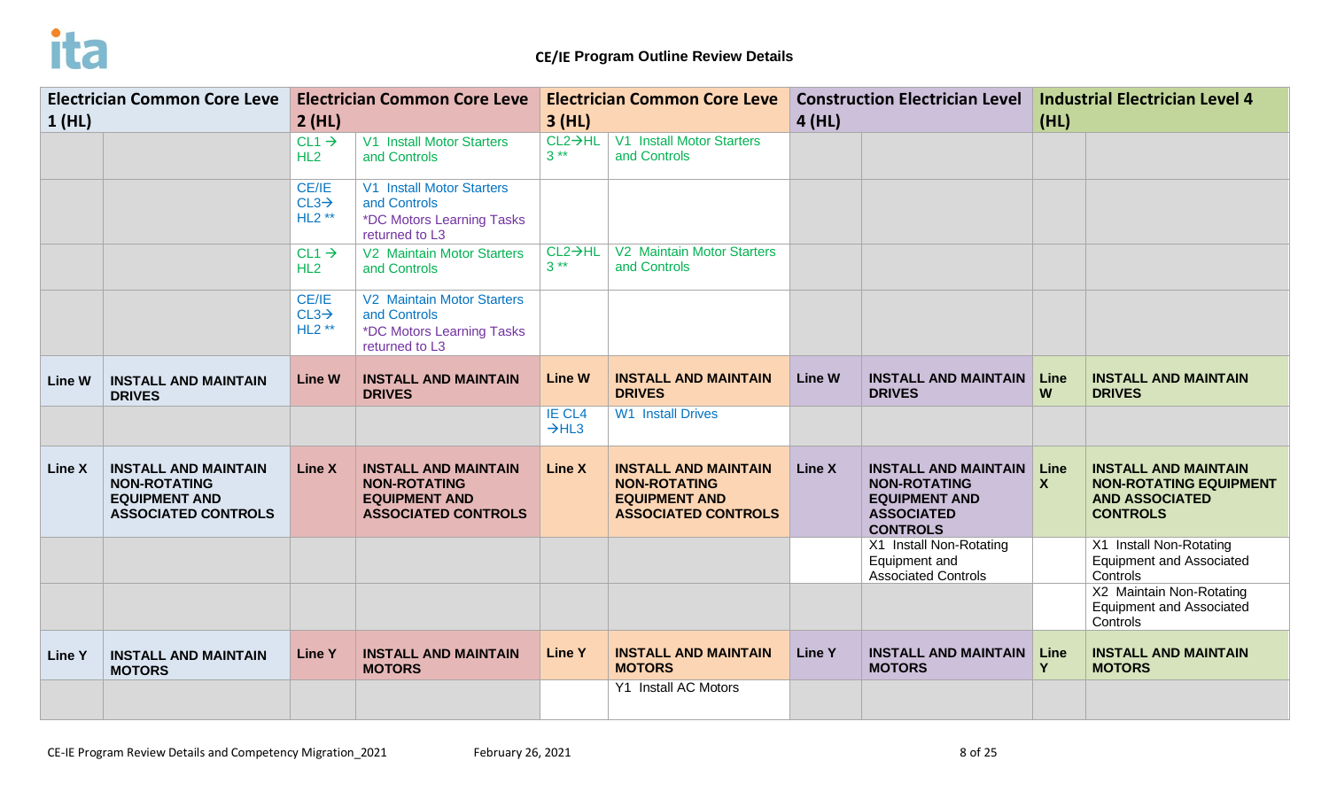## CE/IE Program Outline Review Details

| Electrician Common Core Leve 1 (HL) | | Electrician Common Core Leve 2 (HL) | | Electrician Common Core Leve 3 (HL) | | Construction Electrician Level 4 (HL) | | Industrial Electrician Level 4 (HL) | |
|---|---|---|---|---|---|---|---|---|---|
| | | CL1 → HL2 | V1 Install Motor Starters and Controls | CL2→HL 3 ** | V1 Install Motor Starters and Controls | | | | |
| | | CE/IE CL3→ HL2 ** | V1 Install Motor Starters and Controls *DC Motors Learning Tasks returned to L3 | | | | | | |
| | | CL1 → HL2 | V2 Maintain Motor Starters and Controls | CL2→HL 3 ** | V2 Maintain Motor Starters and Controls | | | | |
| | | CE/IE CL3→ HL2 ** | V2 Maintain Motor Starters and Controls *DC Motors Learning Tasks returned to L3 | | | | | | |
| **Line W** | **INSTALL AND MAINTAIN DRIVES** | **Line W** | **INSTALL AND MAINTAIN DRIVES** | **Line W** | **INSTALL AND MAINTAIN DRIVES** | **Line W** | **INSTALL AND MAINTAIN DRIVES** | **Line W** | **INSTALL AND MAINTAIN DRIVES** |
| | | | | IE CL4 →HL3 | W1 Install Drives | | | | |
| **Line X** | **INSTALL AND MAINTAIN NON-ROTATING EQUIPMENT AND ASSOCIATED CONTROLS** | **Line X** | **INSTALL AND MAINTAIN NON-ROTATING EQUIPMENT AND ASSOCIATED CONTROLS** | **Line X** | **INSTALL AND MAINTAIN NON-ROTATING EQUIPMENT AND ASSOCIATED CONTROLS** | **Line X** | **INSTALL AND MAINTAIN NON-ROTATING EQUIPMENT AND ASSOCIATED CONTROLS** | **Line X** | **INSTALL AND MAINTAIN NON-ROTATING EQUIPMENT AND ASSOCIATED CONTROLS** |
| | | | | | | | X1 Install Non-Rotating Equipment and Associated Controls | | X1 Install Non-Rotating Equipment and Associated Controls |
| | | | | | | | | | X2 Maintain Non-Rotating Equipment and Associated Controls |
| **Line Y** | **INSTALL AND MAINTAIN MOTORS** | **Line Y** | **INSTALL AND MAINTAIN MOTORS** | **Line Y** | **INSTALL AND MAINTAIN MOTORS** | **Line Y** | **INSTALL AND MAINTAIN MOTORS** | **Line Y** | **INSTALL AND MAINTAIN MOTORS** |
| | | | | | Y1 Install AC Motors | | | | |

CE-IE Program Review Details and Competency Migration_2021 February 26, 2021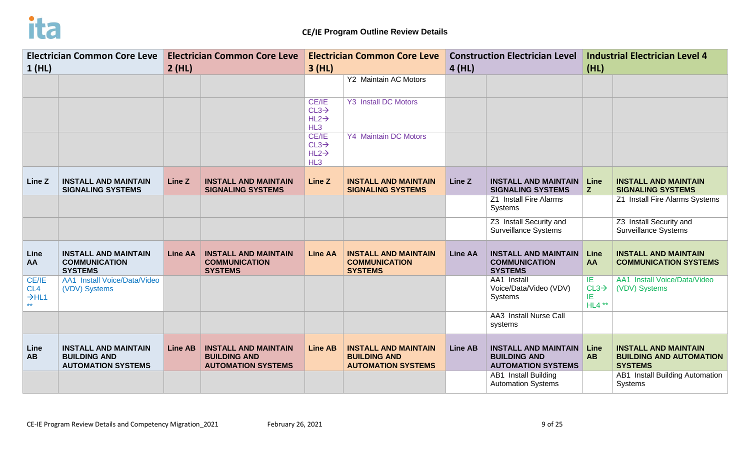**CE/IE Program Outline Review Details**

| Electrician Common Core Leve 1 (HL) | | Electrician Common Core Leve 2 (HL) | | Electrician Common Core Leve 3 (HL) | | Construction Electrician Level 4 (HL) | | Industrial Electrician Level 4 (HL) | |
|---|---|---|---|---|---|---|---|---|---|
| | | | | | Y2 Maintain AC Motors | | | | |
| | | | | CE/IE CL3→ HL2→ HL3 | Y3 Install DC Motors | | | | |
| | | | | CE/IE CL3→ HL2→ HL3 | Y4 Maintain DC Motors | | | | |
| **Line Z** | **INSTALL AND MAINTAIN SIGNALING SYSTEMS** | **Line Z** | **INSTALL AND MAINTAIN SIGNALING SYSTEMS** | **Line Z** | **INSTALL AND MAINTAIN SIGNALING SYSTEMS** | **Line Z** | **INSTALL AND MAINTAIN SIGNALING SYSTEMS** | **Line Z** | **INSTALL AND MAINTAIN SIGNALING SYSTEMS** |
| | | | | | | | Z1 Install Fire Alarms Systems | | Z1 Install Fire Alarms Systems |
| | | | | | | | Z3 Install Security and Surveillance Systems | | Z3 Install Security and Surveillance Systems |
| **Line AA** | **INSTALL AND MAINTAIN COMMUNICATION SYSTEMS** | **Line AA** | **INSTALL AND MAINTAIN COMMUNICATION SYSTEMS** | **Line AA** | **INSTALL AND MAINTAIN COMMUNICATION SYSTEMS** | **Line AA** | **INSTALL AND MAINTAIN COMMUNICATION SYSTEMS** | **Line AA** | **INSTALL AND MAINTAIN COMMUNICATION SYSTEMS** |
| CE/IE CL4 →HL1 ** | AA1 Install Voice/Data/Video (VDV) Systems | | | | | | AA1 Install Voice/Data/Video (VDV) Systems | IE CL3→ IE HL4 ** | AA1 Install Voice/Data/Video (VDV) Systems |
| | | | | | | | AA3 Install Nurse Call systems | | |
| **Line AB** | **INSTALL AND MAINTAIN BUILDING AND AUTOMATION SYSTEMS** | **Line AB** | **INSTALL AND MAINTAIN BUILDING AND AUTOMATION SYSTEMS** | **Line AB** | **INSTALL AND MAINTAIN BUILDING AND AUTOMATION SYSTEMS** | **Line AB** | **INSTALL AND MAINTAIN BUILDING AND AUTOMATION SYSTEMS** | **Line AB** | **INSTALL AND MAINTAIN BUILDING AND AUTOMATION SYSTEMS** |
| | | | | | | | AB1 Install Building Automation Systems | | AB1 Install Building Automation Systems |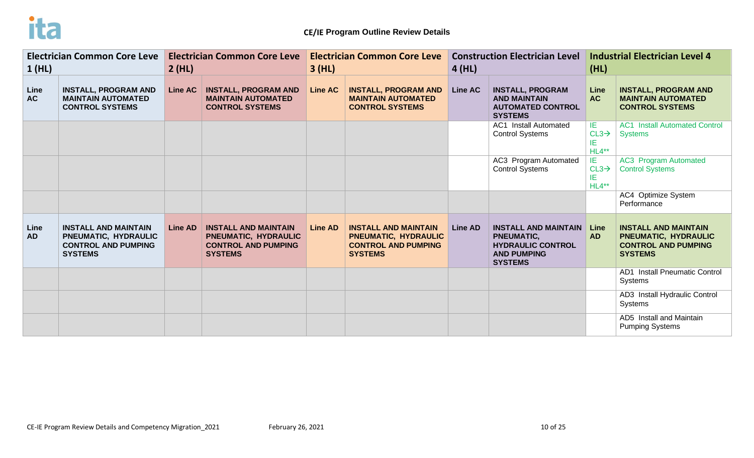# CE/IE Program Outline Review Details

| Electrician Common Core Leve 1 (HL) | | Electrician Common Core Leve 2 (HL) | | Electrician Common Core Leve 3 (HL) | | Construction Electrician Level 4 (HL) | | Industrial Electrician Level 4 (HL) | |
|---|---|---|---|---|---|---|---|---|---|
| **Line AC** | **INSTALL, PROGRAM AND MAINTAIN AUTOMATED CONTROL SYSTEMS** | **Line AC** | **INSTALL, PROGRAM AND MAINTAIN AUTOMATED CONTROL SYSTEMS** | **Line AC** | **INSTALL, PROGRAM AND MAINTAIN AUTOMATED CONTROL SYSTEMS** | **Line AC** | **INSTALL, PROGRAM AND MAINTAIN AUTOMATED CONTROL SYSTEMS** | **Line AC** | **INSTALL, PROGRAM AND MAINTAIN AUTOMATED CONTROL SYSTEMS** |
| | | | | | | | AC1 Install Automated Control Systems | IE CL3→ IE HL4** | AC1 Install Automated Control Systems |
| | | | | | | | AC3 Program Automated Control Systems | IE CL3→ IE HL4** | AC3 Program Automated Control Systems |
| | | | | | | | | | AC4 Optimize System Performance |
| **Line AD** | **INSTALL AND MAINTAIN PNEUMATIC, HYDRAULIC CONTROL AND PUMPING SYSTEMS** | **Line AD** | **INSTALL AND MAINTAIN PNEUMATIC, HYDRAULIC CONTROL AND PUMPING SYSTEMS** | **Line AD** | **INSTALL AND MAINTAIN PNEUMATIC, HYDRAULIC CONTROL AND PUMPING SYSTEMS** | **Line AD** | **INSTALL AND MAINTAIN PNEUMATIC, HYDRAULIC CONTROL AND PUMPING SYSTEMS** | **Line AD** | **INSTALL AND MAINTAIN PNEUMATIC, HYDRAULIC CONTROL AND PUMPING SYSTEMS** |
| | | | | | | | | | AD1 Install Pneumatic Control Systems |
| | | | | | | | | | AD3 Install Hydraulic Control Systems |
| | | | | | | | | | AD5 Install and Maintain Pumping Systems |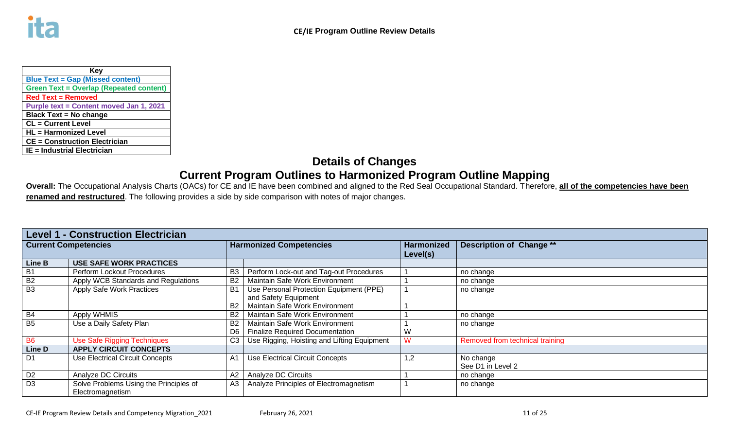**CE/IE Program Outline Review Details**

| Key |
|---|
| Blue Text = Gap (Missed content) |
| Green Text = Overlap (Repeated content) |
| Red Text = Removed |
| Purple text = Content moved Jan 1, 2021 |
| Black Text = No change |
| CL = Current Level |
| HL = Harmonized Level |
| CE = Construction Electrician |
| IE = Industrial Electrician |

## Details of Changes

## Current Program Outlines to Harmonized Program Outline Mapping

**Overall:** The Occupational Analysis Charts (OACs) for CE and IE have been combined and aligned to the Red Seal Occupational Standard. Therefore, **all of the competencies have been renamed and restructured**. The following provides a side by side comparison with notes of major changes.

| **Level 1 - Construction Electrician** | | | | | |
|---|---|---|---|---|---|
| **Current Competencies** | | **Harmonized Competencies** | | **Harmonized Level(s)** | **Description of Change \*\*** |
| **Line B** | **USE SAFE WORK PRACTICES** | | | | |
| B1 | Perform Lockout Procedures | B3 | Perform Lock-out and Tag-out Procedures | 1 | no change |
| B2 | Apply WCB Standards and Regulations | B2 | Maintain Safe Work Environment | 1 | no change |
| B3 | Apply Safe Work Practices | B1<br>B2 | Use Personal Protection Equipment (PPE) and Safety Equipment<br>Maintain Safe Work Environment | 1<br>1 | no change |
| B4 | Apply WHMIS | B2 | Maintain Safe Work Environment | 1 | no change |
| B5 | Use a Daily Safety Plan | B2<br>D6 | Maintain Safe Work Environment<br>Finalize Required Documentation | 1<br>W | no change |
| B6 | Use Safe Rigging Techniques | C3 | Use Rigging, Hoisting and Lifting Equipment | W | Removed from technical training |
| **Line D** | **APPLY CIRCUIT CONCEPTS** | | | | |
| D1 | Use Electrical Circuit Concepts | A1 | Use Electrical Circuit Concepts | 1,2 | No change<br>See D1 in Level 2 |
| D2 | Analyze DC Circuits | A2 | Analyze DC Circuits | 1 | no change |
| D3 | Solve Problems Using the Principles of Electromagnetism | A3 | Analyze Principles of Electromagnetism | 1 | no change |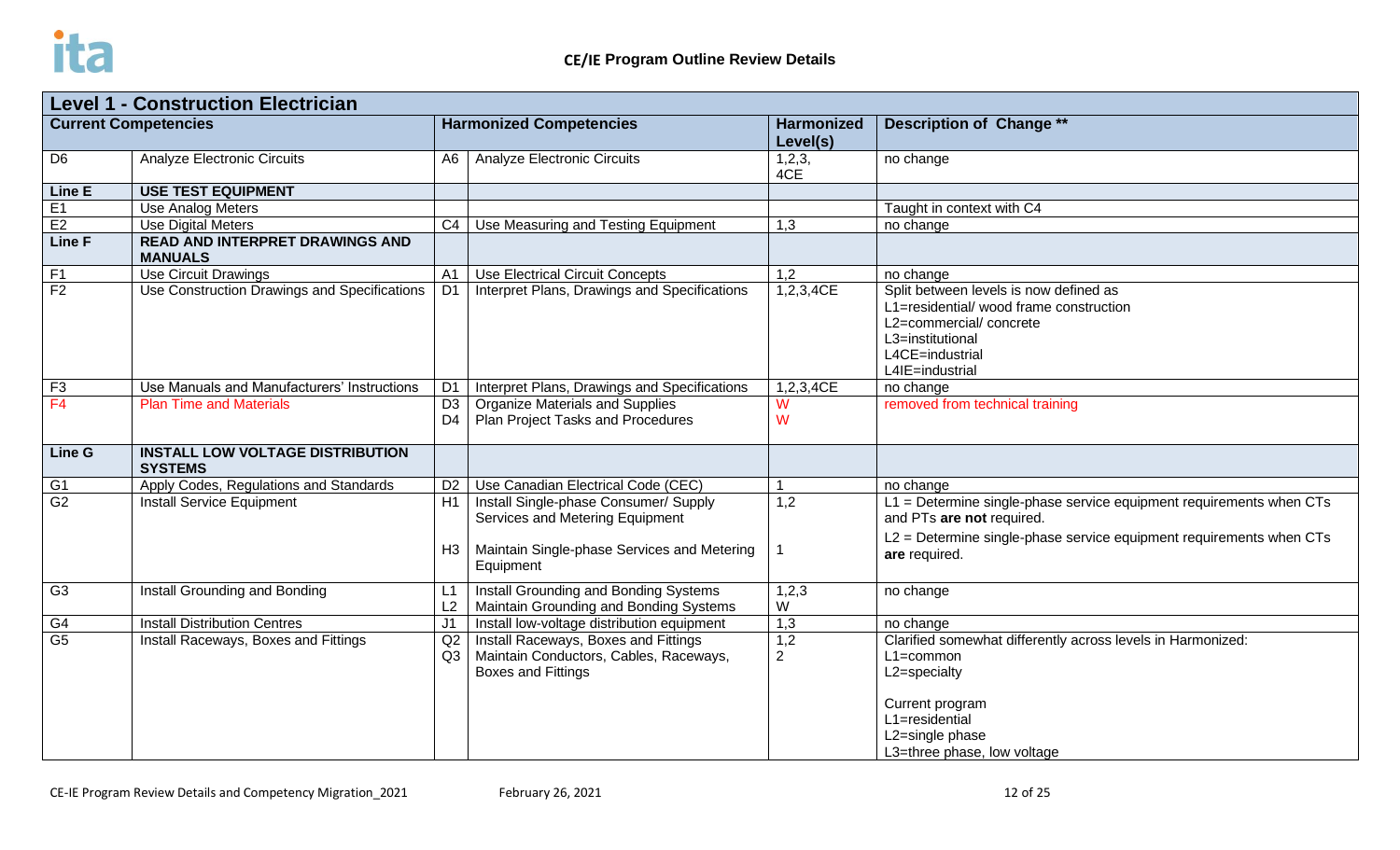## CE/IE Program Outline Review Details

| Level 1 - Construction Electrician | | | | | |
|---|---|---|---|---|---|
| **Current Competencies** | | **Harmonized Competencies** | | **Harmonized Level(s)** | **Description of Change \*\*** |
| D6 | Analyze Electronic Circuits | A6 | Analyze Electronic Circuits | 1,2,3, 4CE | no change |
| **Line E** | **USE TEST EQUIPMENT** | | | | |
| E1 | Use Analog Meters | | | | Taught in context with C4 |
| E2 | Use Digital Meters | C4 | Use Measuring and Testing Equipment | 1,3 | no change |
| **Line F** | **READ AND INTERPRET DRAWINGS AND MANUALS** | | | | |
| F1 | Use Circuit Drawings | A1 | Use Electrical Circuit Concepts | 1,2 | no change |
| F2 | Use Construction Drawings and Specifications | D1 | Interpret Plans, Drawings and Specifications | 1,2,3,4CE | Split between levels is now defined as<br>L1=residential/ wood frame construction<br>L2=commercial/ concrete<br>L3=institutional<br>L4CE=industrial<br>L4IE=industrial |
| F3 | Use Manuals and Manufacturers' Instructions | D1 | Interpret Plans, Drawings and Specifications | 1,2,3,4CE | no change |
| F4 | Plan Time and Materials | D3<br>D4 | Organize Materials and Supplies<br>Plan Project Tasks and Procedures | W<br>W | removed from technical training |
| **Line G** | **INSTALL LOW VOLTAGE DISTRIBUTION SYSTEMS** | | | | |
| G1 | Apply Codes, Regulations and Standards | D2 | Use Canadian Electrical Code (CEC) | 1 | no change |
| G2 | Install Service Equipment | H1<br><br>H3 | Install Single-phase Consumer/ Supply Services and Metering Equipment<br><br>Maintain Single-phase Services and Metering Equipment | 1,2<br><br>1 | L1 = Determine single-phase service equipment requirements when CTs and PTs **are not** required.<br>L2 = Determine single-phase service equipment requirements when CTs **are** required. |
| G3 | Install Grounding and Bonding | L1<br>L2 | Install Grounding and Bonding Systems<br>Maintain Grounding and Bonding Systems | 1,2,3<br>W | no change |
| G4 | Install Distribution Centres | J1 | Install low-voltage distribution equipment | 1,3 | no change |
| G5 | Install Raceways, Boxes and Fittings | Q2<br>Q3 | Install Raceways, Boxes and Fittings<br>Maintain Conductors, Cables, Raceways, Boxes and Fittings | 1,2<br>2 | Clarified somewhat differently across levels in Harmonized:<br>L1=common<br>L2=specialty<br><br>Current program<br>L1=residential<br>L2=single phase<br>L3=three phase, low voltage |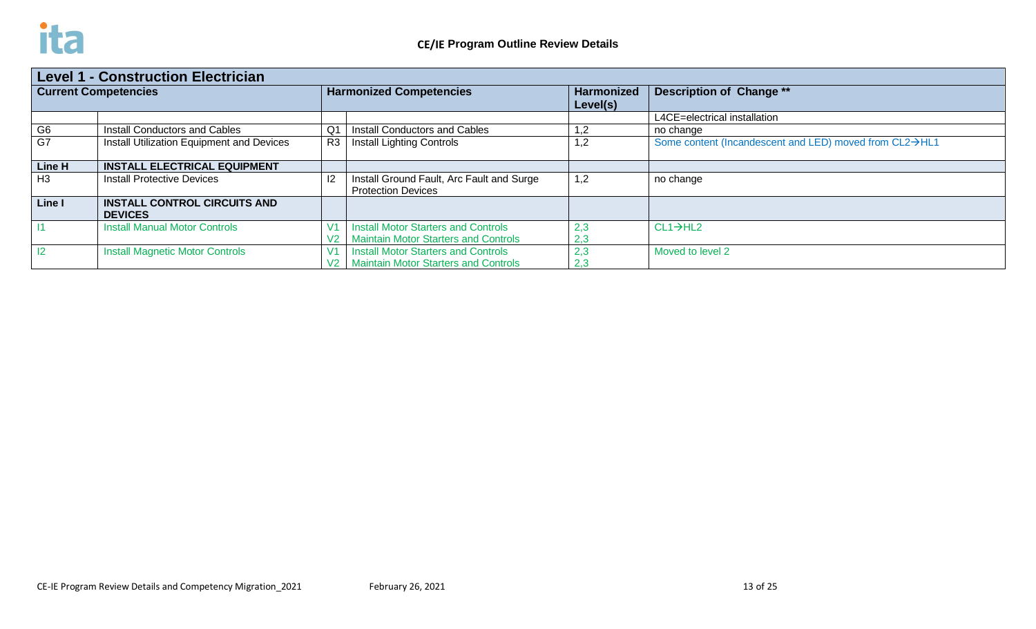## CE/IE Program Outline Review Details

| Level 1 - Construction Electrician | | | | | |
|---|---|---|---|---|---|
| **Current Competencies** | | **Harmonized Competencies** | | **Harmonized Level(s)** | **Description of Change \*\*** |
| | | | | | L4CE=electrical installation |
| G6 | Install Conductors and Cables | Q1 | Install Conductors and Cables | 1,2 | no change |
| G7 | Install Utilization Equipment and Devices | R3 | Install Lighting Controls | 1,2 | Some content (Incandescent and LED) moved from CL2→HL1 |
| **Line H** | **INSTALL ELECTRICAL EQUIPMENT** | | | | |
| H3 | Install Protective Devices | I2 | Install Ground Fault, Arc Fault and Surge Protection Devices | 1,2 | no change |
| **Line I** | **INSTALL CONTROL CIRCUITS AND DEVICES** | | | | |
| I1 | Install Manual Motor Controls | V1<br>V2 | Install Motor Starters and Controls<br>Maintain Motor Starters and Controls | 2,3<br>2,3 | CL1→HL2 |
| I2 | Install Magnetic Motor Controls | V1<br>V2 | Install Motor Starters and Controls<br>Maintain Motor Starters and Controls | 2,3<br>2,3 | Moved to level 2 |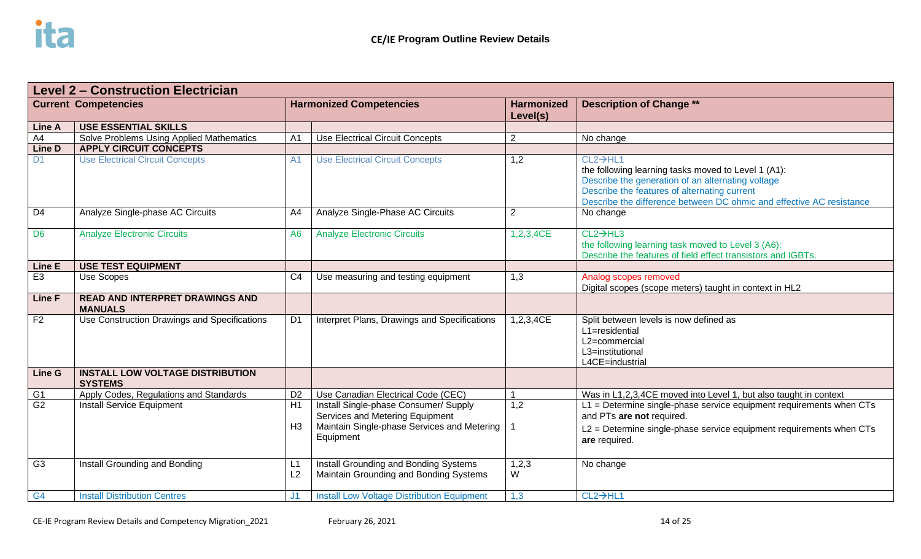# CE/IE Program Outline Review Details

| Level 2 – Construction Electrician | | | | | |
|---|---|---|---|---|---|
| **Current Competencies** | | **Harmonized Competencies** | | **Harmonized Level(s)** | **Description of Change \*\*** |
| **Line A** | **USE ESSENTIAL SKILLS** | | | | |
| A4 | Solve Problems Using Applied Mathematics | A1 | Use Electrical Circuit Concepts | 2 | No change |
| **Line D** | **APPLY CIRCUIT CONCEPTS** | | | | |
| D1 | Use Electrical Circuit Concepts | A1 | Use Electrical Circuit Concepts | 1,2 | CL2→HL1<br>the following learning tasks moved to Level 1 (A1):<br>Describe the generation of an alternating voltage<br>Describe the features of alternating current<br>Describe the difference between DC ohmic and effective AC resistance |
| D4 | Analyze Single-phase AC Circuits | A4 | Analyze Single-Phase AC Circuits | 2 | No change |
| D6 | Analyze Electronic Circuits | A6 | Analyze Electronic Circuits | 1,2,3,4CE | CL2→HL3<br>the following learning task moved to Level 3 (A6):<br>Describe the features of field effect transistors and IGBTs. |
| **Line E** | **USE TEST EQUIPMENT** | | | | |
| E3 | Use Scopes | C4 | Use measuring and testing equipment | 1,3 | Analog scopes removed<br>Digital scopes (scope meters) taught in context in HL2 |
| **Line F** | **READ AND INTERPRET DRAWINGS AND MANUALS** | | | | |
| F2 | Use Construction Drawings and Specifications | D1 | Interpret Plans, Drawings and Specifications | 1,2,3,4CE | Split between levels is now defined as<br>L1=residential<br>L2=commercial<br>L3=institutional<br>L4CE=industrial |
| **Line G** | **INSTALL LOW VOLTAGE DISTRIBUTION SYSTEMS** | | | | |
| G1 | Apply Codes, Regulations and Standards | D2 | Use Canadian Electrical Code (CEC) | 1 | Was in L1,2,3,4CE moved into Level 1, but also taught in context |
| G2 | Install Service Equipment | H1<br>H3 | Install Single-phase Consumer/ Supply Services and Metering Equipment<br>Maintain Single-phase Services and Metering Equipment | 1,2<br>1 | L1 = Determine single-phase service equipment requirements when CTs and PTs **are not** required.<br>L2 = Determine single-phase service equipment requirements when CTs **are** required. |
| G3 | Install Grounding and Bonding | L1<br>L2 | Install Grounding and Bonding Systems<br>Maintain Grounding and Bonding Systems | 1,2,3<br>W | No change |
| G4 | Install Distribution Centres | J1 | Install Low Voltage Distribution Equipment | 1,3 | CL2→HL1 |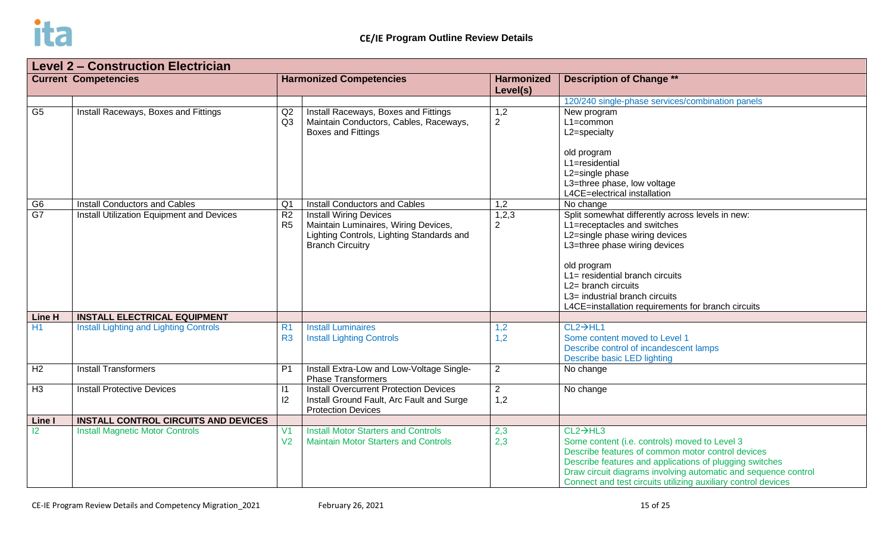## CE/IE Program Outline Review Details

| Level 2 – Construction Electrician | | | | | |
|---|---|---|---|---|---|
| **Current Competencies** | | **Harmonized Competencies** | | **Harmonized Level(s)** | **Description of Change \*\*** |
| | | | | | 120/240 single-phase services/combination panels |
| G5 | Install Raceways, Boxes and Fittings | Q2<br>Q3 | Install Raceways, Boxes and Fittings<br>Maintain Conductors, Cables, Raceways, Boxes and Fittings | 1,2<br>2 | New program<br>L1=common<br>L2=specialty<br><br>old program<br>L1=residential<br>L2=single phase<br>L3=three phase, low voltage<br>L4CE=electrical installation |
| G6 | Install Conductors and Cables | Q1 | Install Conductors and Cables | 1,2 | No change |
| G7 | Install Utilization Equipment and Devices | R2<br>R5 | Install Wiring Devices<br>Maintain Luminaires, Wiring Devices, Lighting Controls, Lighting Standards and Branch Circuitry | 1,2,3<br>2 | Split somewhat differently across levels in new:<br>L1=receptacles and switches<br>L2=single phase wiring devices<br>L3=three phase wiring devices<br><br>old program<br>L1= residential branch circuits<br>L2= branch circuits<br>L3= industrial branch circuits<br>L4CE=installation requirements for branch circuits |
| **Line H** | **INSTALL ELECTRICAL EQUIPMENT** | | | | |
| H1 | Install Lighting and Lighting Controls | R1<br>R3 | Install Luminaires<br>Install Lighting Controls | 1,2<br>1,2 | CL2→HL1<br>Some content moved to Level 1<br>Describe control of incandescent lamps<br>Describe basic LED lighting |
| H2 | Install Transformers | P1 | Install Extra-Low and Low-Voltage Single-Phase Transformers | 2 | No change |
| H3 | Install Protective Devices | I1<br>I2 | Install Overcurrent Protection Devices<br>Install Ground Fault, Arc Fault and Surge Protection Devices | 2<br>1,2 | No change |
| **Line I** | **INSTALL CONTROL CIRCUITS AND DEVICES** | | | | |
| I2 | Install Magnetic Motor Controls | V1<br>V2 | Install Motor Starters and Controls<br>Maintain Motor Starters and Controls | 2,3<br>2,3 | CL2→HL3<br>Some content (i.e. controls) moved to Level 3<br>Describe features of common motor control devices<br>Describe features and applications of plugging switches<br>Draw circuit diagrams involving automatic and sequence control<br>Connect and test circuits utilizing auxiliary control devices |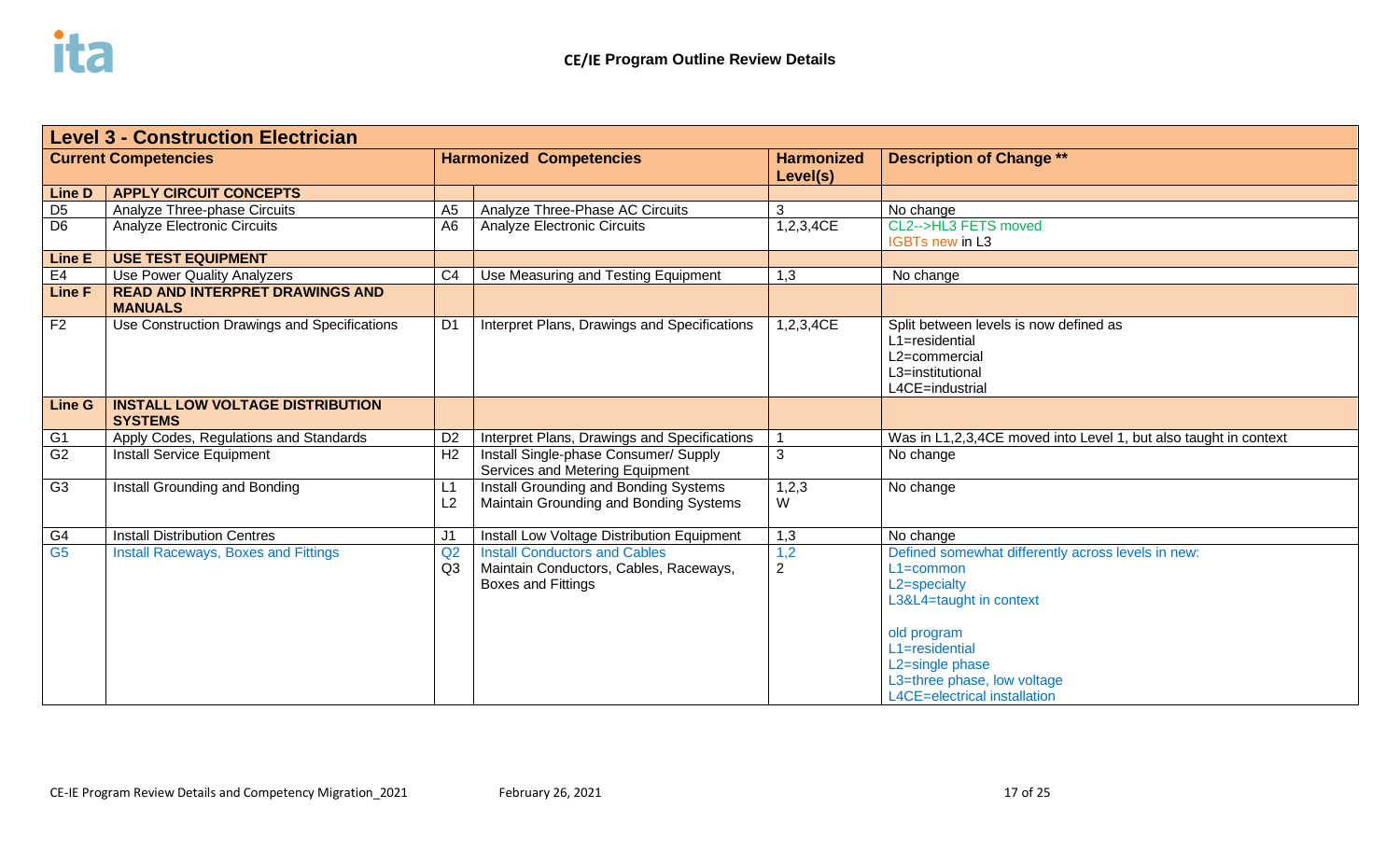## CE/IE Program Outline Review Details

| **Level 3 - Construction Electrician** | | | | | |
|---|---|---|---|---|---|
| **Current Competencies** | | **Harmonized Competencies** | | **Harmonized Level(s)** | **Description of Change \*\*** |
| **Line D** | **APPLY CIRCUIT CONCEPTS** | | | | |
| D5 | Analyze Three-phase Circuits | A5 | Analyze Three-Phase AC Circuits | 3 | No change |
| D6 | Analyze Electronic Circuits | A6 | Analyze Electronic Circuits | 1,2,3,4CE | CL2-->HL3 FETS moved<br>IGBTs new in L3 |
| **Line E** | **USE TEST EQUIPMENT** | | | | |
| E4 | Use Power Quality Analyzers | C4 | Use Measuring and Testing Equipment | 1,3 | No change |
| **Line F** | **READ AND INTERPRET DRAWINGS AND MANUALS** | | | | |
| F2 | Use Construction Drawings and Specifications | D1 | Interpret Plans, Drawings and Specifications | 1,2,3,4CE | Split between levels is now defined as<br>L1=residential<br>L2=commercial<br>L3=institutional<br>L4CE=industrial |
| **Line G** | **INSTALL LOW VOLTAGE DISTRIBUTION SYSTEMS** | | | | |
| G1 | Apply Codes, Regulations and Standards | D2 | Interpret Plans, Drawings and Specifications | 1 | Was in L1,2,3,4CE moved into Level 1, but also taught in context |
| G2 | Install Service Equipment | H2 | Install Single-phase Consumer/ Supply Services and Metering Equipment | 3 | No change |
| G3 | Install Grounding and Bonding | L1<br>L2 | Install Grounding and Bonding Systems<br>Maintain Grounding and Bonding Systems | 1,2,3<br>W | No change |
| G4 | Install Distribution Centres | J1 | Install Low Voltage Distribution Equipment | 1,3 | No change |
| G5 | Install Raceways, Boxes and Fittings | Q2<br>Q3 | Install Conductors and Cables<br>Maintain Conductors, Cables, Raceways, Boxes and Fittings | 1,2<br>2 | Defined somewhat differently across levels in new:<br>L1=common<br>L2=specialty<br>L3&L4=taught in context<br><br>old program<br>L1=residential<br>L2=single phase<br>L3=three phase, low voltage<br>L4CE=electrical installation |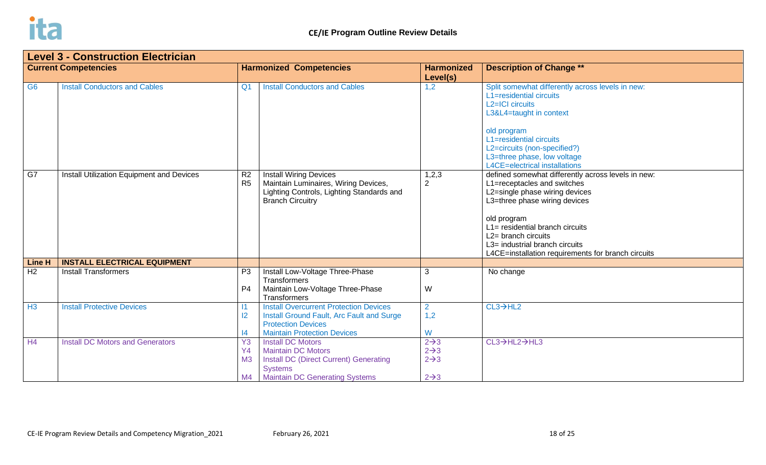**CE/IE Program Outline Review Details**

| Level 3 - Construction Electrician | | | | | |
|---|---|---|---|---|---|
| **Current Competencies** | | **Harmonized Competencies** | | **Harmonized Level(s)** | **Description of Change \*\*** |
| G6 | Install Conductors and Cables | Q1 | Install Conductors and Cables | 1,2 | Split somewhat differently across levels in new:<br>L1=residential circuits<br>L2=ICI circuits<br>L3&L4=taught in context<br><br>old program<br>L1=residential circuits<br>L2=circuits (non-specified?)<br>L3=three phase, low voltage<br>L4CE=electrical installations |
| G7 | Install Utilization Equipment and Devices | R2<br>R5 | Install Wiring Devices<br>Maintain Luminaires, Wiring Devices, Lighting Controls, Lighting Standards and Branch Circuitry | 1,2,3<br>2 | defined somewhat differently across levels in new:<br>L1=receptacles and switches<br>L2=single phase wiring devices<br>L3=three phase wiring devices<br><br>old program<br>L1= residential branch circuits<br>L2= branch circuits<br>L3= industrial branch circuits<br>L4CE=installation requirements for branch circuits |
| **Line H** | **INSTALL ELECTRICAL EQUIPMENT** | | | | |
| H2 | Install Transformers | P3<br>P4 | Install Low-Voltage Three-Phase Transformers<br>Maintain Low-Voltage Three-Phase Transformers | 3<br>W | No change |
| H3 | Install Protective Devices | I1<br>I2<br>I4 | Install Overcurrent Protection Devices<br>Install Ground Fault, Arc Fault and Surge Protection Devices<br>Maintain Protection Devices | 2<br>1,2<br>W | CL3→HL2 |
| H4 | Install DC Motors and Generators | Y3<br>Y4<br>M3<br>M4 | Install DC Motors<br>Maintain DC Motors<br>Install DC (Direct Current) Generating Systems<br>Maintain DC Generating Systems | 2→3<br>2→3<br>2→3<br>2→3 | CL3→HL2→HL3 |

CE-IE Program Review Details and Competency Migration_2021 February 26, 2021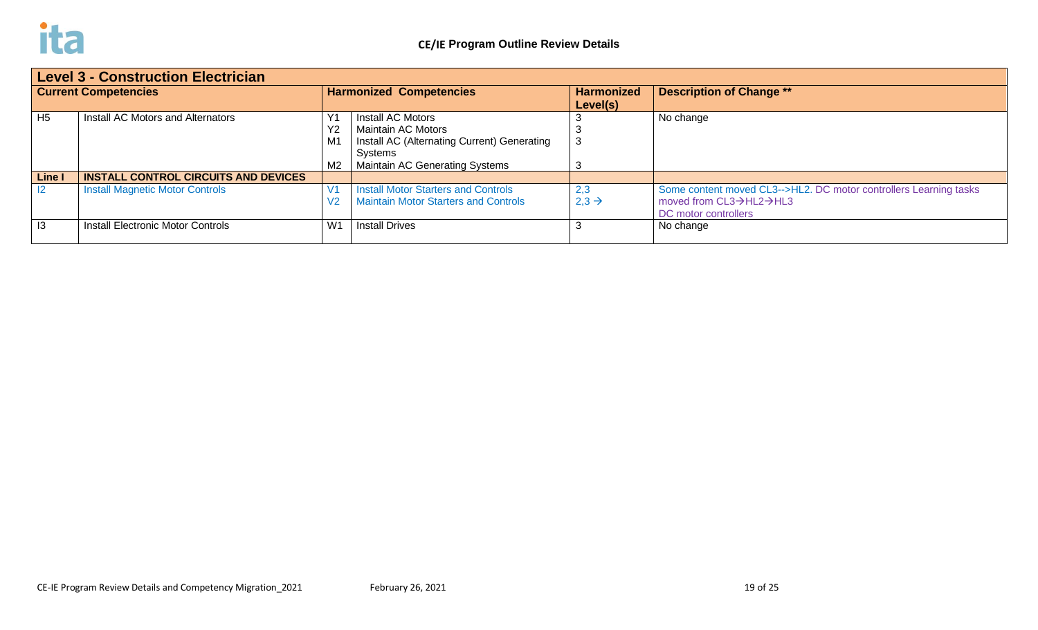## CE/IE Program Outline Review Details

| Level 3 - Construction Electrician | | | | | |
|---|---|---|---|---|---|
| **Current Competencies** | | **Harmonized Competencies** | | **Harmonized Level(s)** | **Description of Change **** |
| H5 | Install AC Motors and Alternators | Y1<br>Y2<br>M1<br><br>M2 | Install AC Motors<br>Maintain AC Motors<br>Install AC (Alternating Current) Generating Systems<br>Maintain AC Generating Systems | 3<br>3<br>3<br><br>3 | No change |
| **Line I** | **INSTALL CONTROL CIRCUITS AND DEVICES** | | | | |
| I2 | Install Magnetic Motor Controls | V1<br>V2 | Install Motor Starters and Controls<br>Maintain Motor Starters and Controls | 2,3<br>2,3 → | Some content moved CL3-->HL2. DC motor controllers Learning tasks moved from CL3→HL2→HL3<br>DC motor controllers |
| I3 | Install Electronic Motor Controls | W1 | Install Drives | 3 | No change |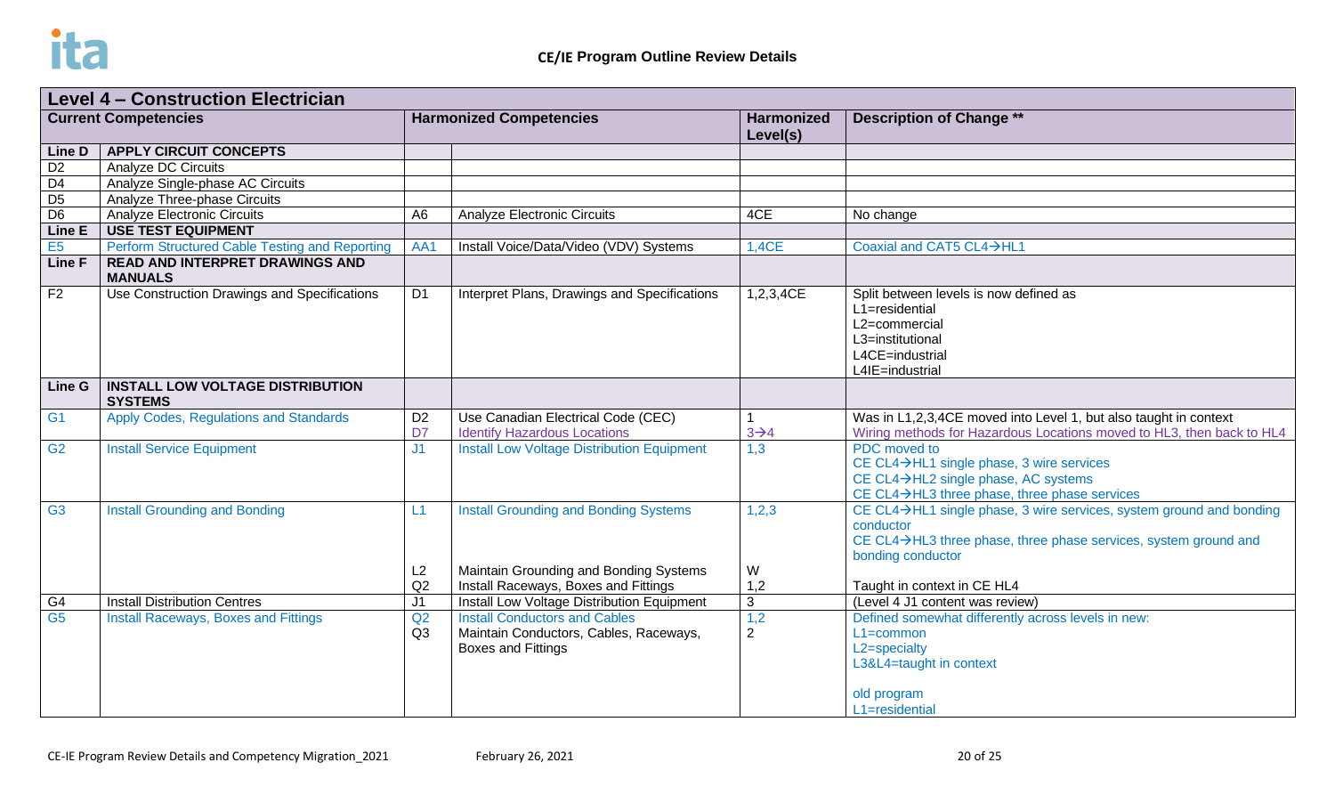**CE/IE Program Outline Review Details**

| Level 4 – Construction Electrician | | | | | |
|---|---|---|---|---|---|
| **Current Competencies** | | **Harmonized Competencies** | | **Harmonized Level(s)** | **Description of Change \*\*** |
| **Line D** | **APPLY CIRCUIT CONCEPTS** | | | | |
| D2 | Analyze DC Circuits | | | | |
| D4 | Analyze Single-phase AC Circuits | | | | |
| D5 | Analyze Three-phase Circuits | | | | |
| D6 | Analyze Electronic Circuits | A6 | Analyze Electronic Circuits | 4CE | No change |
| **Line E** | **USE TEST EQUIPMENT** | | | | |
| E5 | Perform Structured Cable Testing and Reporting | AA1 | Install Voice/Data/Video (VDV) Systems | 1,4CE | Coaxial and CAT5 CL4→HL1 |
| **Line F** | **READ AND INTERPRET DRAWINGS AND MANUALS** | | | | |
| F2 | Use Construction Drawings and Specifications | D1 | Interpret Plans, Drawings and Specifications | 1,2,3,4CE | Split between levels is now defined as<br>L1=residential<br>L2=commercial<br>L3=institutional<br>L4CE=industrial<br>L4IE=industrial |
| **Line G** | **INSTALL LOW VOLTAGE DISTRIBUTION SYSTEMS** | | | | |
| G1 | Apply Codes, Regulations and Standards | D2<br>D7 | Use Canadian Electrical Code (CEC)<br>Identify Hazardous Locations | 1<br>3→4 | Was in L1,2,3,4CE moved into Level 1, but also taught in context<br>Wiring methods for Hazardous Locations moved to HL3, then back to HL4 |
| G2 | Install Service Equipment | J1 | Install Low Voltage Distribution Equipment | 1,3 | PDC moved to<br>CE CL4→HL1 single phase, 3 wire services<br>CE CL4→HL2 single phase, AC systems<br>CE CL4→HL3 three phase, three phase services |
| G3 | Install Grounding and Bonding | L1<br><br>L2<br>Q2 | Install Grounding and Bonding Systems<br><br>Maintain Grounding and Bonding Systems<br>Install Raceways, Boxes and Fittings | 1,2,3<br><br>W<br>1,2 | CE CL4→HL1 single phase, 3 wire services, system ground and bonding conductor<br>CE CL4→HL3 three phase, three phase services, system ground and bonding conductor<br>Taught in context in CE HL4 |
| G4 | Install Distribution Centres | J1 | Install Low Voltage Distribution Equipment | 3 | (Level 4 J1 content was review) |
| G5 | Install Raceways, Boxes and Fittings | Q2<br>Q3 | Install Conductors and Cables<br>Maintain Conductors, Cables, Raceways, Boxes and Fittings | 1,2<br>2 | Defined somewhat differently across levels in new:<br>L1=common<br>L2=specialty<br>L3&L4=taught in context<br><br>old program<br>L1=residential |

CE-IE Program Review Details and Competency Migration_2021 February 26, 2021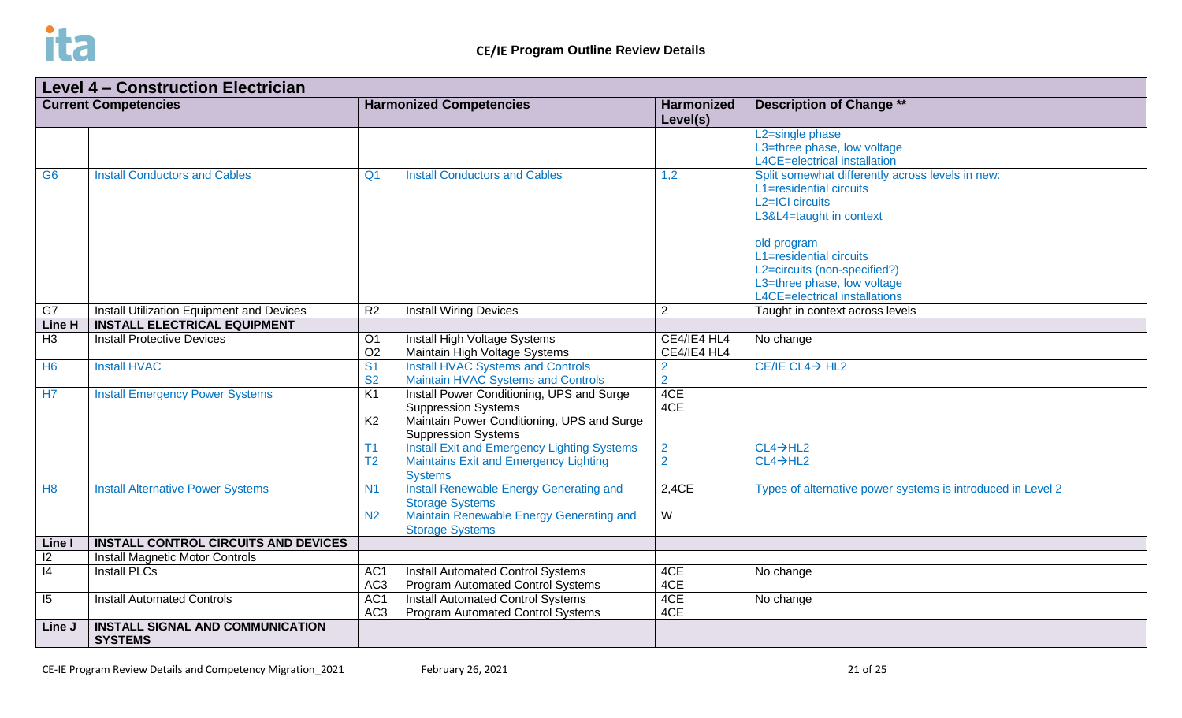## CE/IE Program Outline Review Details

| Level 4 – Construction Electrician | | | | | |
|---|---|---|---|---|---|
| **Current Competencies** | | **Harmonized Competencies** | | **Harmonized Level(s)** | **Description of Change \*\*** |
| | | | | | L2=single phase<br>L3=three phase, low voltage<br>L4CE=electrical installation |
| G6 | Install Conductors and Cables | Q1 | Install Conductors and Cables | 1,2 | Split somewhat differently across levels in new:<br>L1=residential circuits<br>L2=ICI circuits<br>L3&L4=taught in context<br><br>old program<br>L1=residential circuits<br>L2=circuits (non-specified?)<br>L3=three phase, low voltage<br>L4CE=electrical installations |
| G7 | Install Utilization Equipment and Devices | R2 | Install Wiring Devices | 2 | Taught in context across levels |
| **Line H** | **INSTALL ELECTRICAL EQUIPMENT** | | | | |
| H3 | Install Protective Devices | O1<br>O2 | Install High Voltage Systems<br>Maintain High Voltage Systems | CE4/IE4 HL4<br>CE4/IE4 HL4 | No change |
| H6 | Install HVAC | S1<br>S2 | Install HVAC Systems and Controls<br>Maintain HVAC Systems and Controls | 2<br>2 | CE/IE CL4→ HL2 |
| H7 | Install Emergency Power Systems | K1<br><br>K2<br><br>T1<br>T2 | Install Power Conditioning, UPS and Surge Suppression Systems<br>Maintain Power Conditioning, UPS and Surge Suppression Systems<br>Install Exit and Emergency Lighting Systems<br>Maintains Exit and Emergency Lighting Systems | 4CE<br>4CE<br><br><br>2<br>2 | <br><br><br><br>CL4→HL2<br>CL4→HL2 |
| H8 | Install Alternative Power Systems | N1<br><br>N2 | Install Renewable Energy Generating and Storage Systems<br>Maintain Renewable Energy Generating and Storage Systems | 2,4CE<br><br>W | Types of alternative power systems is introduced in Level 2 |
| **Line I** | **INSTALL CONTROL CIRCUITS AND DEVICES** | | | | |
| I2 | Install Magnetic Motor Controls | | | | |
| I4 | Install PLCs | AC1<br>AC3 | Install Automated Control Systems<br>Program Automated Control Systems | 4CE<br>4CE | No change |
| I5 | Install Automated Controls | AC1<br>AC3 | Install Automated Control Systems<br>Program Automated Control Systems | 4CE<br>4CE | No change |
| **Line J** | **INSTALL SIGNAL AND COMMUNICATION SYSTEMS** | | | | |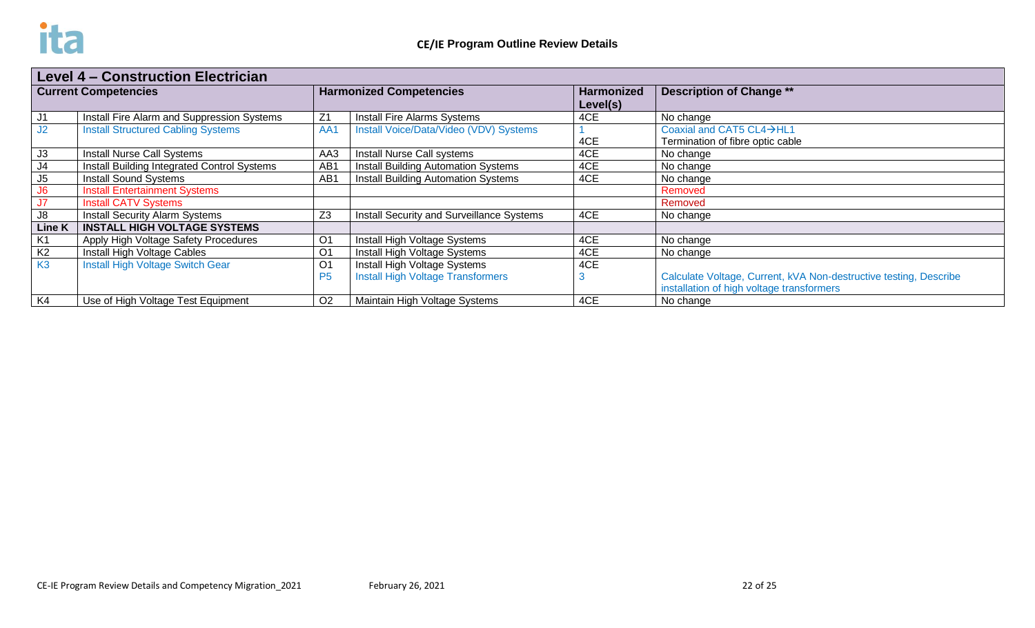**CE/IE Program Outline Review Details**

| Level 4 – Construction Electrician | | | | | |
|---|---|---|---|---|---|
| **Current Competencies** | | **Harmonized Competencies** | | **Harmonized Level(s)** | **Description of Change \*\*** |
| J1 | Install Fire Alarm and Suppression Systems | Z1 | Install Fire Alarms Systems | 4CE | No change |
| J2 | Install Structured Cabling Systems | AA1 | Install Voice/Data/Video (VDV) Systems | 1<br>4CE | Coaxial and CAT5 CL4→HL1<br>Termination of fibre optic cable |
| J3 | Install Nurse Call Systems | AA3 | Install Nurse Call systems | 4CE | No change |
| J4 | Install Building Integrated Control Systems | AB1 | Install Building Automation Systems | 4CE | No change |
| J5 | Install Sound Systems | AB1 | Install Building Automation Systems | 4CE | No change |
| J6 | Install Entertainment Systems | | | | Removed |
| J7 | Install CATV Systems | | | | Removed |
| J8 | Install Security Alarm Systems | Z3 | Install Security and Surveillance Systems | 4CE | No change |
| **Line K** | **INSTALL HIGH VOLTAGE SYSTEMS** | | | | |
| K1 | Apply High Voltage Safety Procedures | O1 | Install High Voltage Systems | 4CE | No change |
| K2 | Install High Voltage Cables | O1 | Install High Voltage Systems | 4CE | No change |
| K3 | Install High Voltage Switch Gear | O1<br>P5 | Install High Voltage Systems<br>Install High Voltage Transformers | 4CE<br>3 | Calculate Voltage, Current, kVA Non-destructive testing, Describe installation of high voltage transformers |
| K4 | Use of High Voltage Test Equipment | O2 | Maintain High Voltage Systems | 4CE | No change |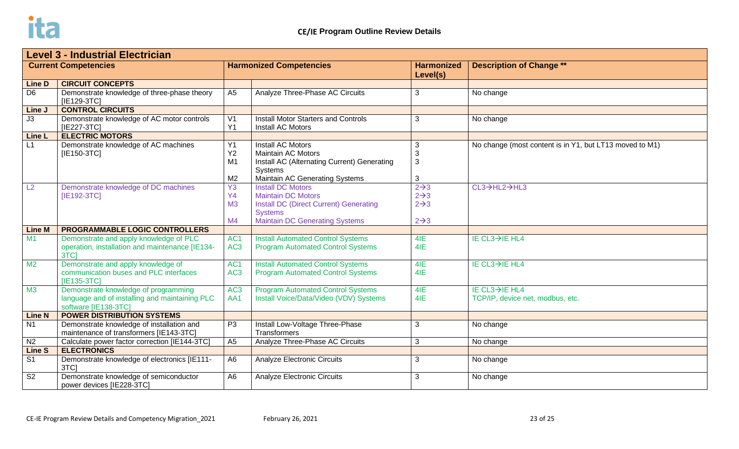**CE/IE Program Outline Review Details**

| Level 3 - Industrial Electrician | | | | | |
|---|---|---|---|---|---|
| **Current Competencies** | | **Harmonized Competencies** | | **Harmonized Level(s)** | **Description of Change \*\*** |
| **Line D** | **CIRCUIT CONCEPTS** | | | | |
| D6 | Demonstrate knowledge of three-phase theory [IE129-3TC] | A5 | Analyze Three-Phase AC Circuits | 3 | No change |
| **Line J** | **CONTROL CIRCUITS** | | | | |
| J3 | Demonstrate knowledge of AC motor controls [IE227-3TC] | V1<br>Y1 | Install Motor Starters and Controls<br>Install AC Motors | 3 | No change |
| **Line L** | **ELECTRIC MOTORS** | | | | |
| L1 | Demonstrate knowledge of AC machines [IE150-3TC] | Y1<br>Y2<br>M1<br>M2 | Install AC Motors<br>Maintain AC Motors<br>Install AC (Alternating Current) Generating Systems<br>Maintain AC Generating Systems | 3<br>3<br>3<br>3 | No change (most content is in Y1, but LT13 moved to M1) |
| L2 | Demonstrate knowledge of DC machines [IE192-3TC] | Y3<br>Y4<br>M3<br>M4 | Install DC Motors<br>Maintain DC Motors<br>Install DC (Direct Current) Generating Systems<br>Maintain DC Generating Systems | 2→3<br>2→3<br>2→3<br>2→3 | CL3→HL2→HL3 |
| **Line M** | **PROGRAMMABLE LOGIC CONTROLLERS** | | | | |
| M1 | Demonstrate and apply knowledge of PLC operation, installation and maintenance [IE134-3TC] | AC1<br>AC3 | Install Automated Control Systems<br>Program Automated Control Systems | 4IE<br>4IE | IE CL3→IE HL4 |
| M2 | Demonstrate and apply knowledge of communication buses and PLC interfaces [IE135-3TC] | AC1<br>AC3 | Install Automated Control Systems<br>Program Automated Control Systems | 4IE<br>4IE | IE CL3→IE HL4 |
| M3 | Demonstrate knowledge of programming language and of installing and maintaining PLC software [IE138-3TC] | AC3<br>AA1 | Program Automated Control Systems<br>Install Voice/Data/Video (VDV) Systems | 4IE<br>4IE | IE CL3→IE HL4<br>TCP/IP, device net, modbus, etc. |
| **Line N** | **POWER DISTRIBUTION SYSTEMS** | | | | |
| N1 | Demonstrate knowledge of installation and maintenance of transformers [IE143-3TC] | P3 | Install Low-Voltage Three-Phase Transformers | 3 | No change |
| N2 | Calculate power factor correction [IE144-3TC] | A5 | Analyze Three-Phase AC Circuits | 3 | No change |
| **Line S** | **ELECTRONICS** | | | | |
| S1 | Demonstrate knowledge of electronics [IE111-3TC] | A6 | Analyze Electronic Circuits | 3 | No change |
| S2 | Demonstrate knowledge of semiconductor power devices [IE228-3TC] | A6 | Analyze Electronic Circuits | 3 | No change |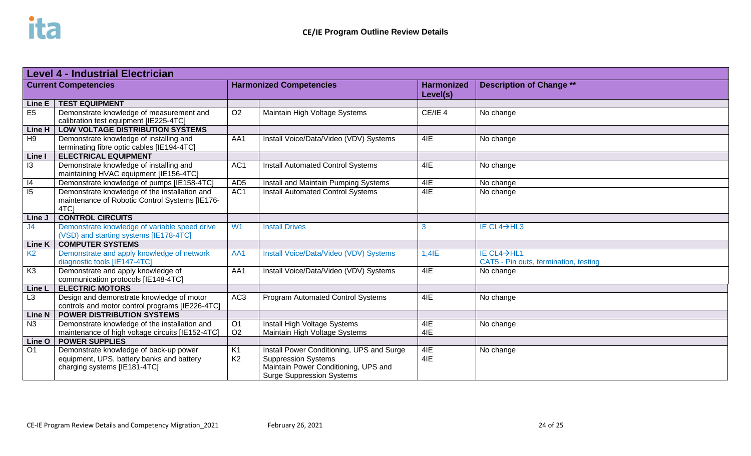## CE/IE Program Outline Review Details

| **Level 4 - Industrial Electrician** | | | | | |
|---|---|---|---|---|---|
| **Current Competencies** | | **Harmonized Competencies** | | **Harmonized Level(s)** | **Description of Change \*\*** |
| **Line E** | **TEST EQUIPMENT** | | | | |
| E5 | Demonstrate knowledge of measurement and calibration test equipment [IE225-4TC] | O2 | Maintain High Voltage Systems | CE/IE 4 | No change |
| **Line H** | **LOW VOLTAGE DISTRIBUTION SYSTEMS** | | | | |
| H9 | Demonstrate knowledge of installing and terminating fibre optic cables [IE194-4TC] | AA1 | Install Voice/Data/Video (VDV) Systems | 4IE | No change |
| **Line I** | **ELECTRICAL EQUIPMENT** | | | | |
| I3 | Demonstrate knowledge of installing and maintaining HVAC equipment [IE156-4TC] | AC1 | Install Automated Control Systems | 4IE | No change |
| I4 | Demonstrate knowledge of pumps [IE158-4TC] | AD5 | Install and Maintain Pumping Systems | 4IE | No change |
| I5 | Demonstrate knowledge of the installation and maintenance of Robotic Control Systems [IE176-4TC] | AC1 | Install Automated Control Systems | 4IE | No change |
| **Line J** | **CONTROL CIRCUITS** | | | | |
| J4 | Demonstrate knowledge of variable speed drive (VSD) and starting systems [IE178-4TC] | W1 | Install Drives | 3 | IE CL4→HL3 |
| **Line K** | **COMPUTER SYSTEMS** | | | | |
| K2 | Demonstrate and apply knowledge of network diagnostic tools [IE147-4TC] | AA1 | Install Voice/Data/Video (VDV) Systems | 1,4IE | IE CL4→HL1<br>CAT5 - Pin outs, termination, testing |
| K3 | Demonstrate and apply knowledge of communication protocols [IE148-4TC] | AA1 | Install Voice/Data/Video (VDV) Systems | 4IE | No change |
| **Line L** | **ELECTRIC MOTORS** | | | | |
| L3 | Design and demonstrate knowledge of motor controls and motor control programs [IE226-4TC] | AC3 | Program Automated Control Systems | 4IE | No change |
| **Line N** | **POWER DISTRIBUTION SYSTEMS** | | | | |
| N3 | Demonstrate knowledge of the installation and maintenance of high voltage circuits [IE152-4TC] | O1<br>O2 | Install High Voltage Systems<br>Maintain High Voltage Systems | 4IE<br>4IE | No change |
| **Line O** | **POWER SUPPLIES** | | | | |
| O1 | Demonstrate knowledge of back-up power equipment, UPS, battery banks and battery charging systems [IE181-4TC] | K1<br>K2 | Install Power Conditioning, UPS and Surge Suppression Systems<br>Maintain Power Conditioning, UPS and Surge Suppression Systems | 4IE<br>4IE | No change |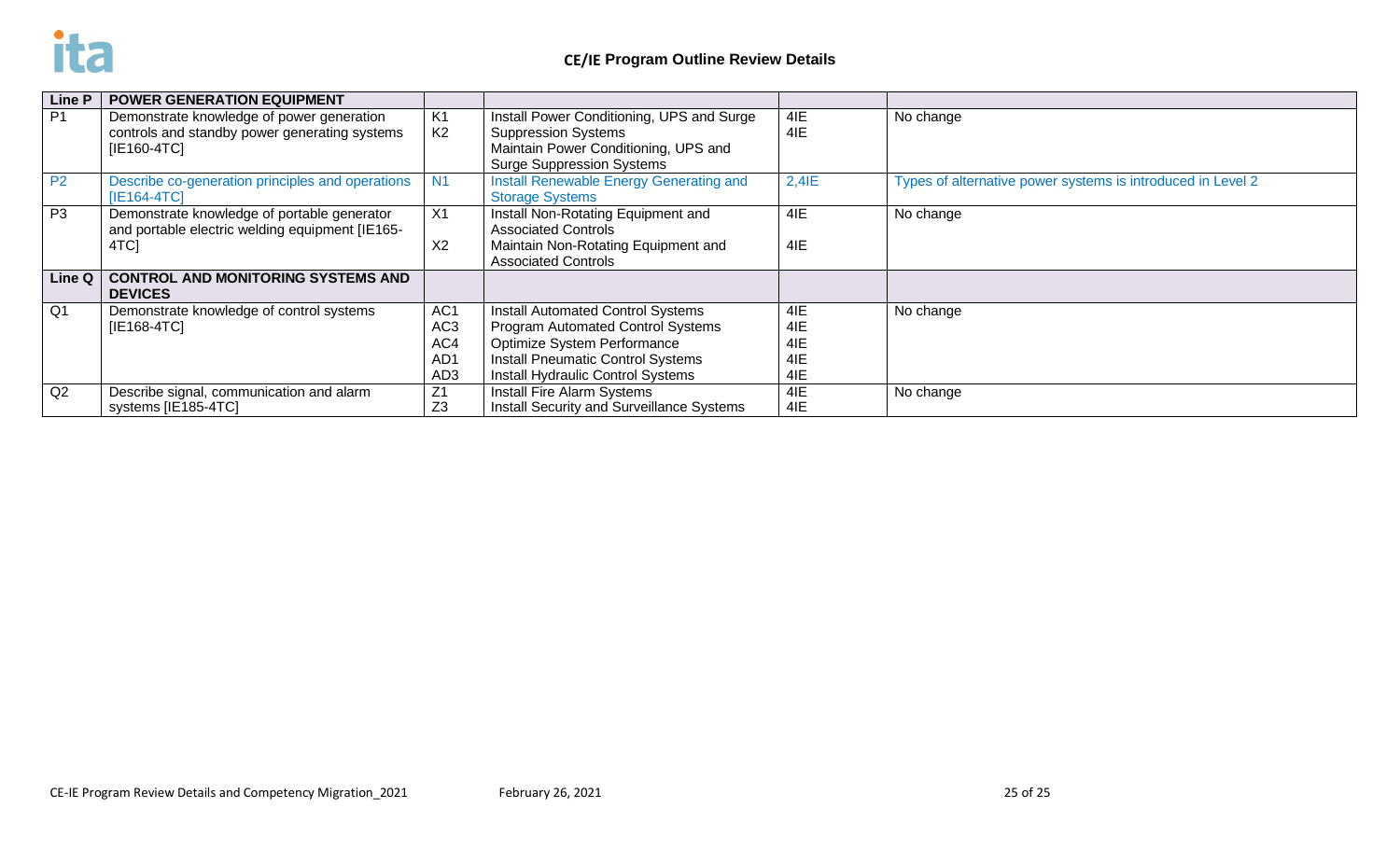## CE/IE Program Outline Review Details

| | | | | | |
|---|---|---|---|---|---|
| **Line P** | **POWER GENERATION EQUIPMENT** | | | | |
| P1 | Demonstrate knowledge of power generation controls and standby power generating systems [IE160-4TC] | K1<br>K2 | Install Power Conditioning, UPS and Surge Suppression Systems<br>Maintain Power Conditioning, UPS and Surge Suppression Systems | 4IE<br>4IE | No change |
| P2 | Describe co-generation principles and operations [IE164-4TC] | N1 | Install Renewable Energy Generating and Storage Systems | 2,4IE | Types of alternative power systems is introduced in Level 2 |
| P3 | Demonstrate knowledge of portable generator and portable electric welding equipment [IE165-4TC] | X1<br>X2 | Install Non-Rotating Equipment and Associated Controls<br>Maintain Non-Rotating Equipment and Associated Controls | 4IE<br>4IE | No change |
| **Line Q** | **CONTROL AND MONITORING SYSTEMS AND DEVICES** | | | | |
| Q1 | Demonstrate knowledge of control systems [IE168-4TC] | AC1<br>AC3<br>AC4<br>AD1<br>AD3 | Install Automated Control Systems<br>Program Automated Control Systems<br>Optimize System Performance<br>Install Pneumatic Control Systems<br>Install Hydraulic Control Systems | 4IE<br>4IE<br>4IE<br>4IE<br>4IE | No change |
| Q2 | Describe signal, communication and alarm systems [IE185-4TC] | Z1<br>Z3 | Install Fire Alarm Systems<br>Install Security and Surveillance Systems | 4IE<br>4IE | No change |